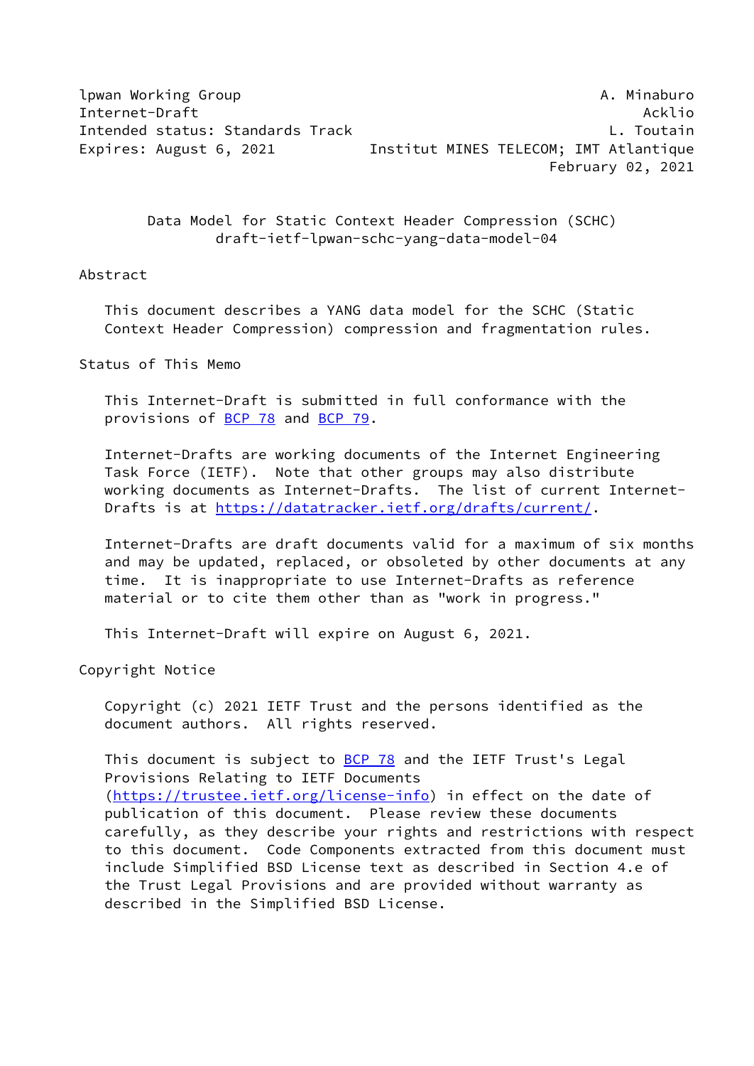lpwan Working Group A. Minaburo
Internet-Draft Acklio
Intended status: Standards Track L. Toutain
Expires: August 6, 2021 Institut MINES TELECOM; IMT Atlantique
February 02, 2021

# Data Model for Static Context Header Compression (SCHC)
## draft-ietf-lpwan-schc-yang-data-model-04

## Abstract

This document describes a YANG data model for the SCHC (Static Context Header Compression) compression and fragmentation rules.

## Status of This Memo

This Internet-Draft is submitted in full conformance with the provisions of BCP 78 and BCP 79.

Internet-Drafts are working documents of the Internet Engineering Task Force (IETF). Note that other groups may also distribute working documents as Internet-Drafts. The list of current Internet-Drafts is at https://datatracker.ietf.org/drafts/current/.

Internet-Drafts are draft documents valid for a maximum of six months and may be updated, replaced, or obsoleted by other documents at any time. It is inappropriate to use Internet-Drafts as reference material or to cite them other than as "work in progress."

This Internet-Draft will expire on August 6, 2021.

## Copyright Notice

Copyright (c) 2021 IETF Trust and the persons identified as the document authors. All rights reserved.

This document is subject to BCP 78 and the IETF Trust's Legal Provisions Relating to IETF Documents (https://trustee.ietf.org/license-info) in effect on the date of publication of this document. Please review these documents carefully, as they describe your rights and restrictions with respect to this document. Code Components extracted from this document must include Simplified BSD License text as described in Section 4.e of the Trust Legal Provisions and are provided without warranty as described in the Simplified BSD License.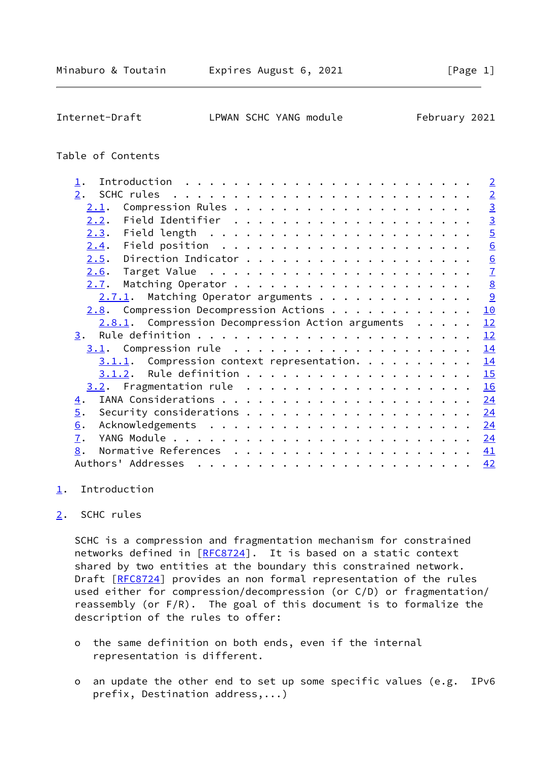Table of Contents

- 1. Introduction . . . . . . . . . . . . . . . . . . . . . . . . 2
- 2. SCHC rules . . . . . . . . . . . . . . . . . . . . . . . . . 2
  - 2.1. Compression Rules . . . . . . . . . . . . . . . . . . . . 3
  - 2.2. Field Identifier . . . . . . . . . . . . . . . . . . . . 3
  - 2.3. Field length . . . . . . . . . . . . . . . . . . . . . . 5
  - 2.4. Field position . . . . . . . . . . . . . . . . . . . . . 6
  - 2.5. Direction Indicator . . . . . . . . . . . . . . . . . . . 6
  - 2.6. Target Value . . . . . . . . . . . . . . . . . . . . . . 7
  - 2.7. Matching Operator . . . . . . . . . . . . . . . . . . . . 8
    - 2.7.1. Matching Operator arguments . . . . . . . . . . . . . 9
  - 2.8. Compression Decompression Actions . . . . . . . . . . . . 10
    - 2.8.1. Compression Decompression Action arguments . . . . . 12
- 3. Rule definition . . . . . . . . . . . . . . . . . . . . . . . 12
  - 3.1. Compression rule . . . . . . . . . . . . . . . . . . . . 14
    - 3.1.1. Compression context representation. . . . . . . . . . 14
    - 3.1.2. Rule definition . . . . . . . . . . . . . . . . . . . 15
  - 3.2. Fragmentation rule . . . . . . . . . . . . . . . . . . . 16
- 4. IANA Considerations . . . . . . . . . . . . . . . . . . . . . 24
- 5. Security considerations . . . . . . . . . . . . . . . . . . . 24
- 6. Acknowledgements . . . . . . . . . . . . . . . . . . . . . . 24
- 7. YANG Module . . . . . . . . . . . . . . . . . . . . . . . . . 24
- 8. Normative References . . . . . . . . . . . . . . . . . . . . 41
- Authors' Addresses . . . . . . . . . . . . . . . . . . . . . . . 42

# 1. Introduction

# 2. SCHC rules

SCHC is a compression and fragmentation mechanism for constrained networks defined in [RFC8724]. It is based on a static context shared by two entities at the boundary this constrained network. Draft [RFC8724] provides an non formal representation of the rules used either for compression/decompression (or C/D) or fragmentation/reassembly (or F/R). The goal of this document is to formalize the description of the rules to offer:

- o the same definition on both ends, even if the internal representation is different.
- o an update the other end to set up some specific values (e.g. IPv6 prefix, Destination address,...)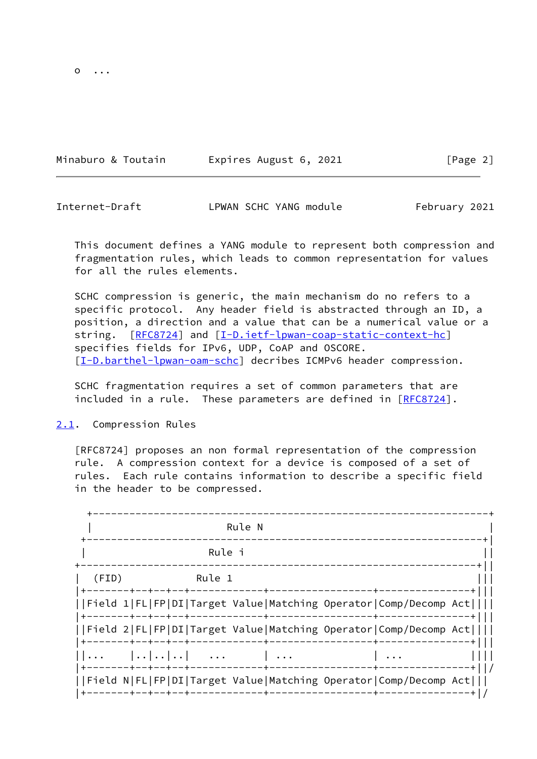o ...

This document defines a YANG module to represent both compression and fragmentation rules, which leads to common representation for values for all the rules elements.

SCHC compression is generic, the main mechanism do no refers to a specific protocol. Any header field is abstracted through an ID, a position, a direction and a value that can be a numerical value or a string. [RFC8724] and [I-D.ietf-lpwan-coap-static-context-hc] specifies fields for IPv6, UDP, CoAP and OSCORE. [I-D.barthel-lpwan-oam-schc] decribes ICMPv6 header compression.

SCHC fragmentation requires a set of common parameters that are included in a rule. These parameters are defined in [RFC8724].

## 2.1. Compression Rules

[RFC8724] proposes an non formal representation of the compression rule. A compression context for a device is composed of a set of rules. Each rule contains information to describe a specific field in the header to be compressed.

```
  +-----------------------------------------------------------------+
  |                      Rule N                                     |
 +-----------------------------------------------------------------+|
 |                    Rule i                                       ||
+-----------------------------------------------------------------+||
|  (FID)            Rule 1                                        |||
|+-------+--+--+--+------------+-----------------+---------------+|||
||Field 1|FL|FP|DI|Target Value|Matching Operator|Comp/Decomp Act||||
|+-------+--+--+--+------------+-----------------+---------------+|||
||Field 2|FL|FP|DI|Target Value|Matching Operator|Comp/Decomp Act||||
|+-------+--+--+--+------------+-----------------+---------------+|||
||...    |..|..|..|   ...      | ...             | ...           ||||
|+-------+--+--+--+------------+-----------------+---------------+||/
||Field N|FL|FP|DI|Target Value|Matching Operator|Comp/Decomp Act|||
|+-------+--+--+--+------------+-----------------+---------------+|/
```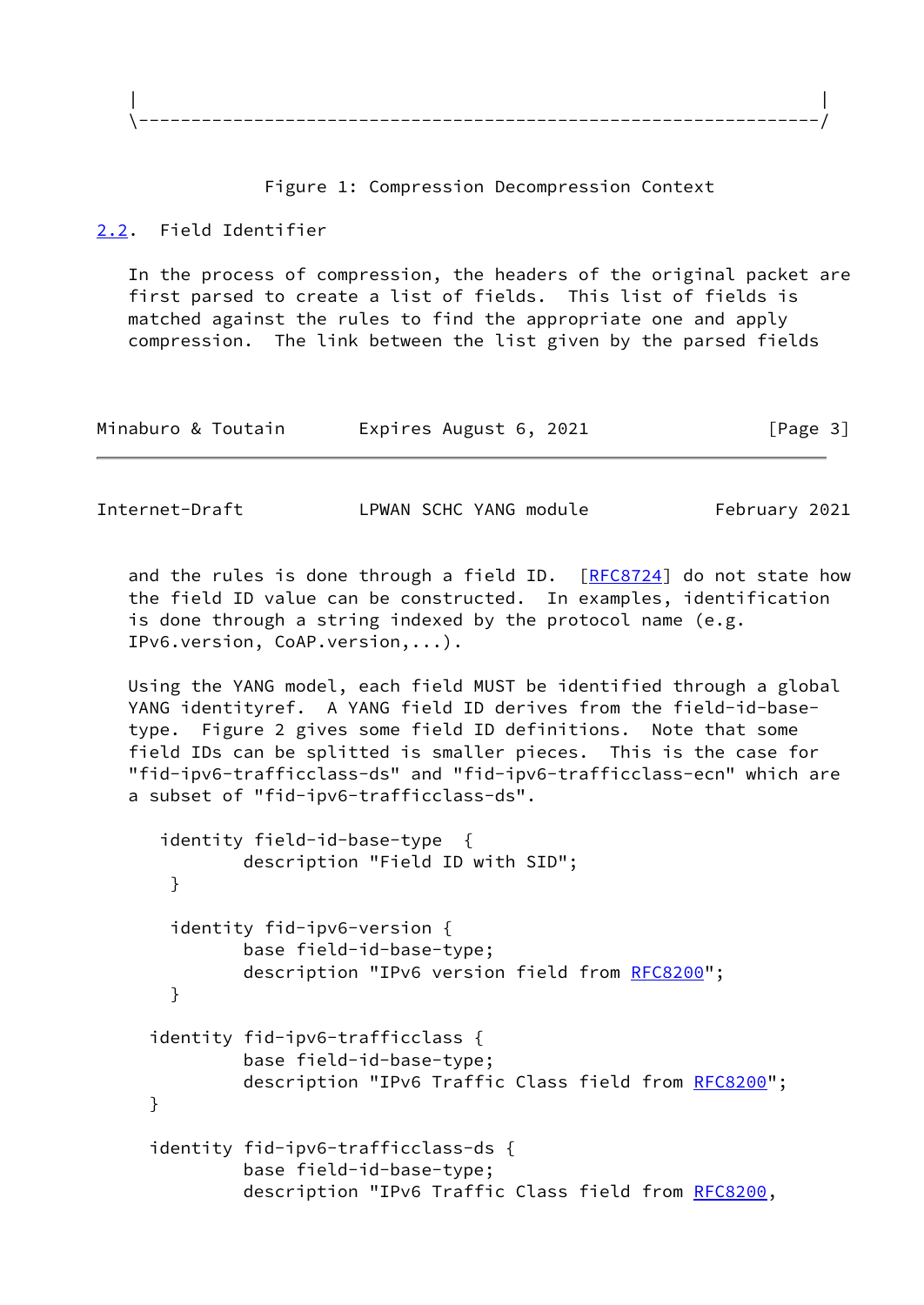```
 |                                                                  |
 \------------------------------------------------------------------/
```

Figure 1: Compression Decompression Context

## 2.2. Field Identifier

In the process of compression, the headers of the original packet are first parsed to create a list of fields. This list of fields is matched against the rules to find the appropriate one and apply compression. The link between the list given by the parsed fields and the rules is done through a field ID. [RFC8724] do not state how the field ID value can be constructed. In examples, identification is done through a string indexed by the protocol name (e.g. IPv6.version, CoAP.version,...).

Using the YANG model, each field MUST be identified through a global YANG identityref. A YANG field ID derives from the field-id-base-type. Figure 2 gives some field ID definitions. Note that some field IDs can be splitted is smaller pieces. This is the case for "fid-ipv6-trafficclass-ds" and "fid-ipv6-trafficclass-ecn" which are a subset of "fid-ipv6-trafficclass-ds".

```
   identity field-id-base-type  {
           description "Field ID with SID";
    }

    identity fid-ipv6-version {
           base field-id-base-type;
           description "IPv6 version field from RFC8200";
    }

  identity fid-ipv6-trafficclass {
           base field-id-base-type;
           description "IPv6 Traffic Class field from RFC8200";
  }

  identity fid-ipv6-trafficclass-ds {
           base field-id-base-type;
           description "IPv6 Traffic Class field from RFC8200,
```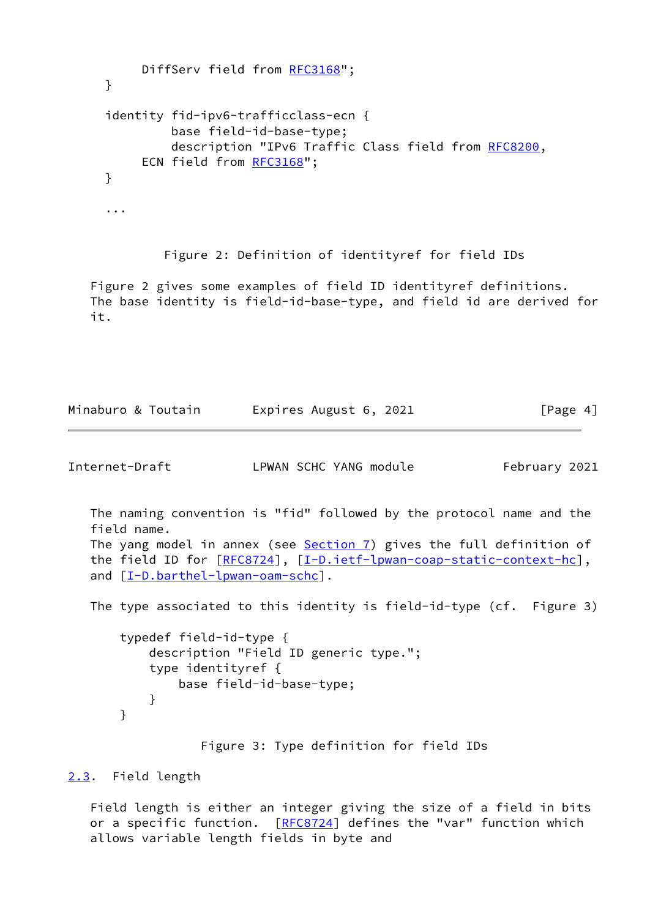```
        DiffServ field from RFC3168";
    }

    identity fid-ipv6-trafficclass-ecn {
            base field-id-base-type;
            description "IPv6 Traffic Class field from RFC8200,
        ECN field from RFC3168";
    }

    ...
```

Figure 2: Definition of identityref for field IDs

Figure 2 gives some examples of field ID identityref definitions. The base identity is field-id-base-type, and field id are derived for it.

The naming convention is "fid" followed by the protocol name and the field name.
The yang model in annex (see Section 7) gives the full definition of the field ID for [RFC8724], [I-D.ietf-lpwan-coap-static-context-hc], and [I-D.barthel-lpwan-oam-schc].

The type associated to this identity is field-id-type (cf. Figure 3)

```
    typedef field-id-type {
        description "Field ID generic type.";
        type identityref {
            base field-id-base-type;
        }
    }
```

Figure 3: Type definition for field IDs

## 2.3. Field length

Field length is either an integer giving the size of a field in bits or a specific function. [RFC8724] defines the "var" function which allows variable length fields in byte and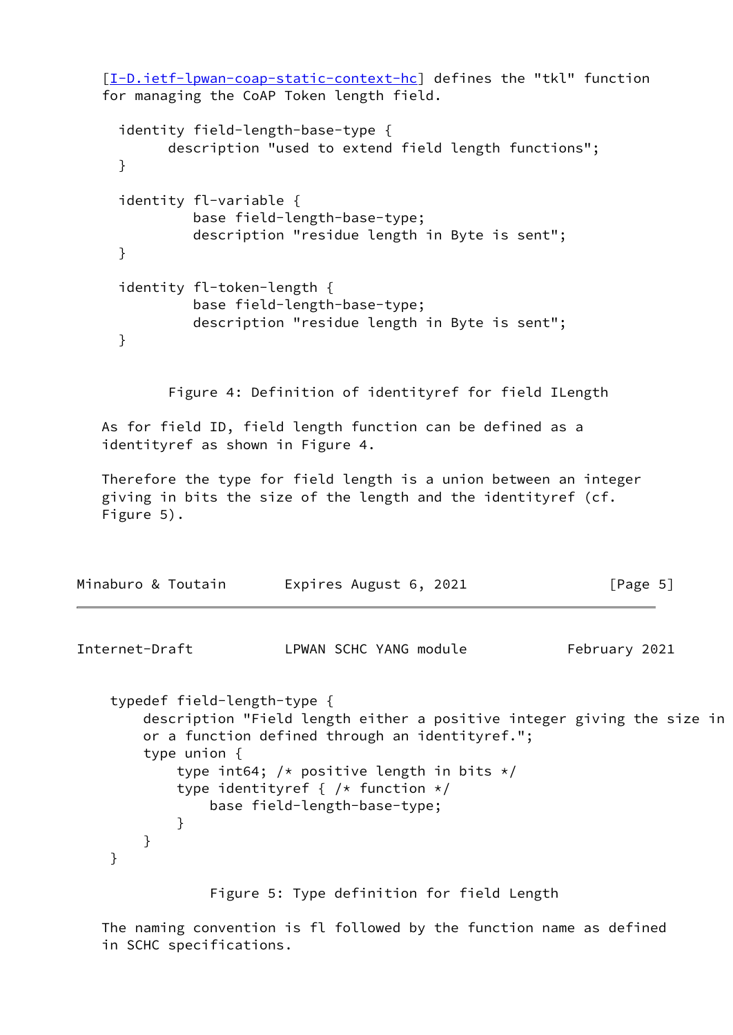[I-D.ietf-lpwan-coap-static-context-hc] defines the "tkl" function for managing the CoAP Token length field.

```
  identity field-length-base-type {
        description "used to extend field length functions";
  }

  identity fl-variable {
           base field-length-base-type;
           description "residue length in Byte is sent";
  }

  identity fl-token-length {
           base field-length-base-type;
           description "residue length in Byte is sent";
  }
```

Figure 4: Definition of identityref for field ILength

As for field ID, field length function can be defined as a identityref as shown in Figure 4.

Therefore the type for field length is a union between an integer giving in bits the size of the length and the identityref (cf. Figure 5).

```
 typedef field-length-type {
     description "Field length either a positive integer giving the size in
     or a function defined through an identityref.";
     type union {
         type int64; /* positive length in bits */
         type identityref { /* function */
             base field-length-base-type;
         }
     }
 }
```

Figure 5: Type definition for field Length

The naming convention is fl followed by the function name as defined in SCHC specifications.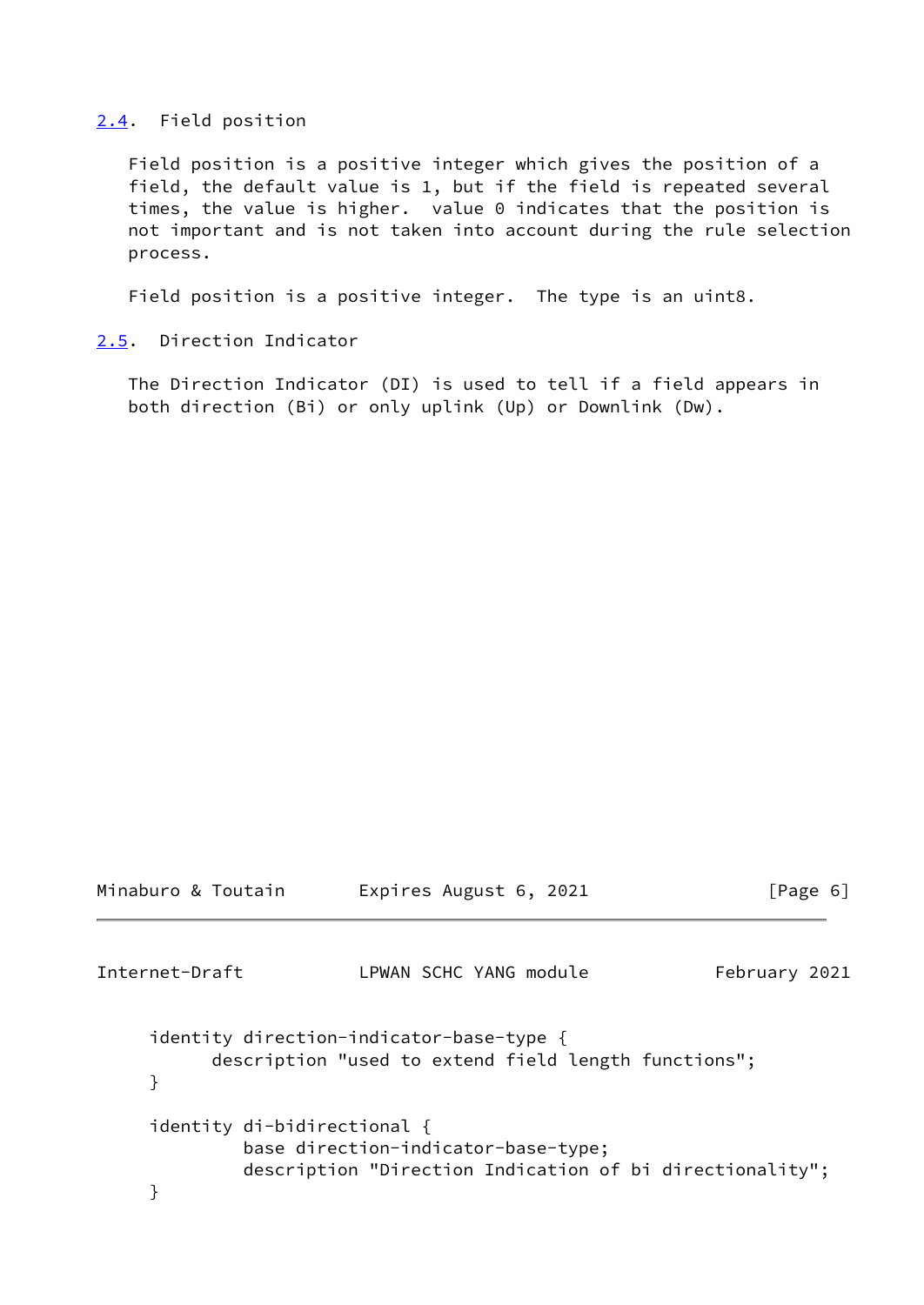## 2.4. Field position

Field position is a positive integer which gives the position of a field, the default value is 1, but if the field is repeated several times, the value is higher. value 0 indicates that the position is not important and is not taken into account during the rule selection process.

Field position is a positive integer. The type is an uint8.

## 2.5. Direction Indicator

The Direction Indicator (DI) is used to tell if a field appears in both direction (Bi) or only uplink (Up) or Downlink (Dw).

```
identity direction-indicator-base-type {
      description "used to extend field length functions";
}

identity di-bidirectional {
         base direction-indicator-base-type;
         description "Direction Indication of bi directionality";
}
```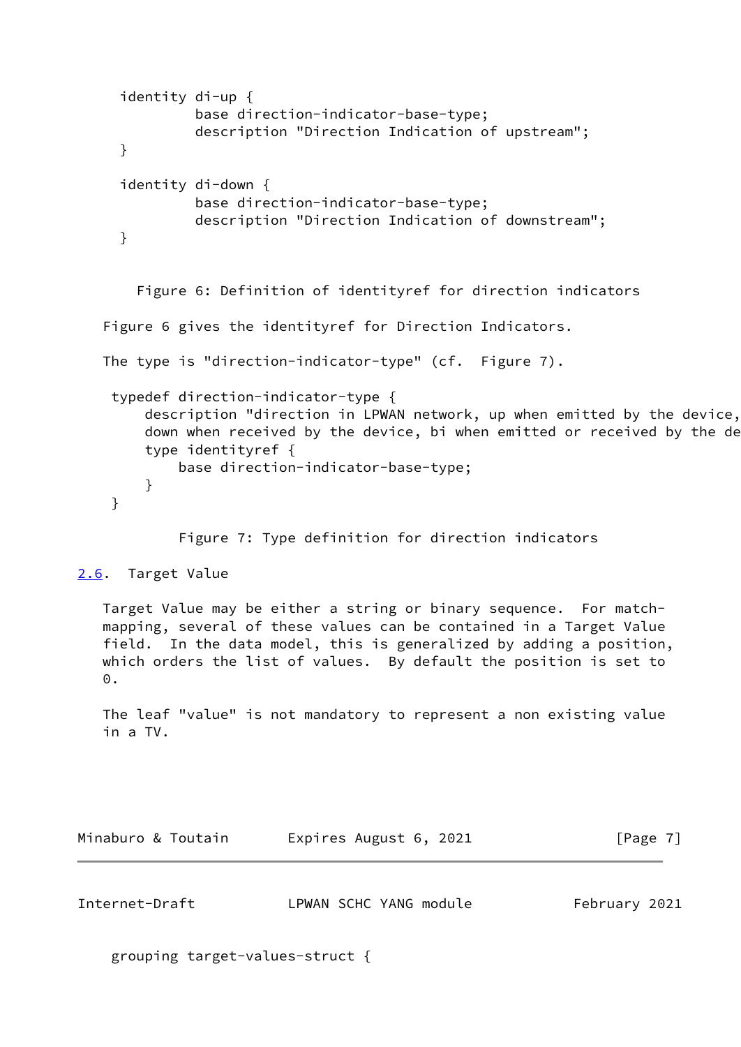```
identity di-up {
        base direction-indicator-base-type;
        description "Direction Indication of upstream";
}

identity di-down {
        base direction-indicator-base-type;
        description "Direction Indication of downstream";
}
```

Figure 6: Definition of identityref for direction indicators

Figure 6 gives the identityref for Direction Indicators.

The type is "direction-indicator-type" (cf. Figure 7).

```
typedef direction-indicator-type {
    description "direction in LPWAN network, up when emitted by the device,
    down when received by the device, bi when emitted or received by the de
    type identityref {
        base direction-indicator-base-type;
    }
}
```

Figure 7: Type definition for direction indicators

## 2.6. Target Value

Target Value may be either a string or binary sequence. For match-mapping, several of these values can be contained in a Target Value field. In the data model, this is generalized by adding a position, which orders the list of values. By default the position is set to 0.

The leaf "value" is not mandatory to represent a non existing value in a TV.

```
grouping target-values-struct {
```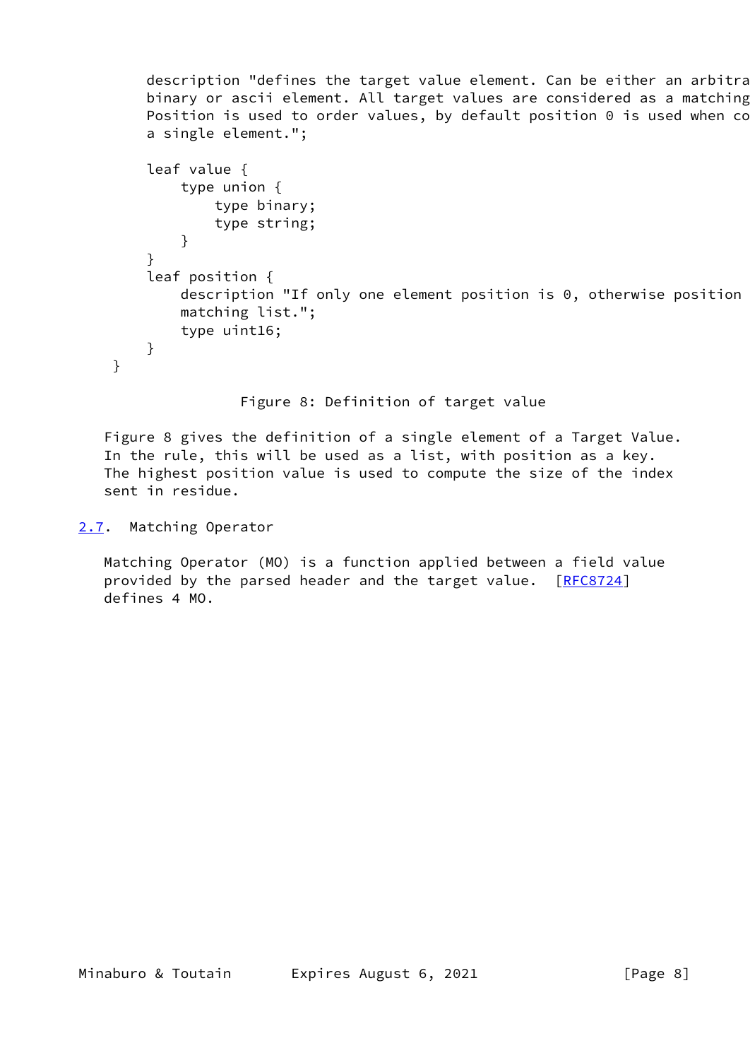```
       description "defines the target value element. Can be either an arbitra
       binary or ascii element. All target values are considered as a matching
       Position is used to order values, by default position 0 is used when co
       a single element.";

       leaf value {
           type union {
               type binary;
               type string;
           }
       }
       leaf position {
           description "If only one element position is 0, otherwise position
           matching list.";
           type uint16;
       }
  }
```

Figure 8: Definition of target value

Figure 8 gives the definition of a single element of a Target Value. In the rule, this will be used as a list, with position as a key. The highest position value is used to compute the size of the index sent in residue.

## 2.7. Matching Operator

Matching Operator (MO) is a function applied between a field value provided by the parsed header and the target value. [RFC8724] defines 4 MO.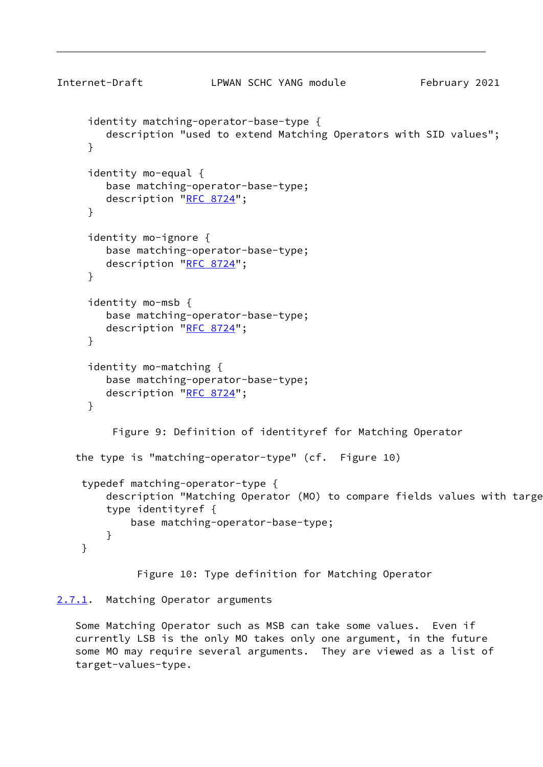```
identity matching-operator-base-type {
   description "used to extend Matching Operators with SID values";
}

identity mo-equal {
   base matching-operator-base-type;
   description "RFC 8724";
}

identity mo-ignore {
   base matching-operator-base-type;
   description "RFC 8724";
}

identity mo-msb {
   base matching-operator-base-type;
   description "RFC 8724";
}

identity mo-matching {
   base matching-operator-base-type;
   description "RFC 8724";
}
```

Figure 9: Definition of identityref for Matching Operator

the type is "matching-operator-type" (cf. Figure 10)

```
typedef matching-operator-type {
    description "Matching Operator (MO) to compare fields values with targe
    type identityref {
        base matching-operator-base-type;
    }
}
```

Figure 10: Type definition for Matching Operator

### 2.7.1. Matching Operator arguments

Some Matching Operator such as MSB can take some values. Even if currently LSB is the only MO takes only one argument, in the future some MO may require several arguments. They are viewed as a list of target-values-type.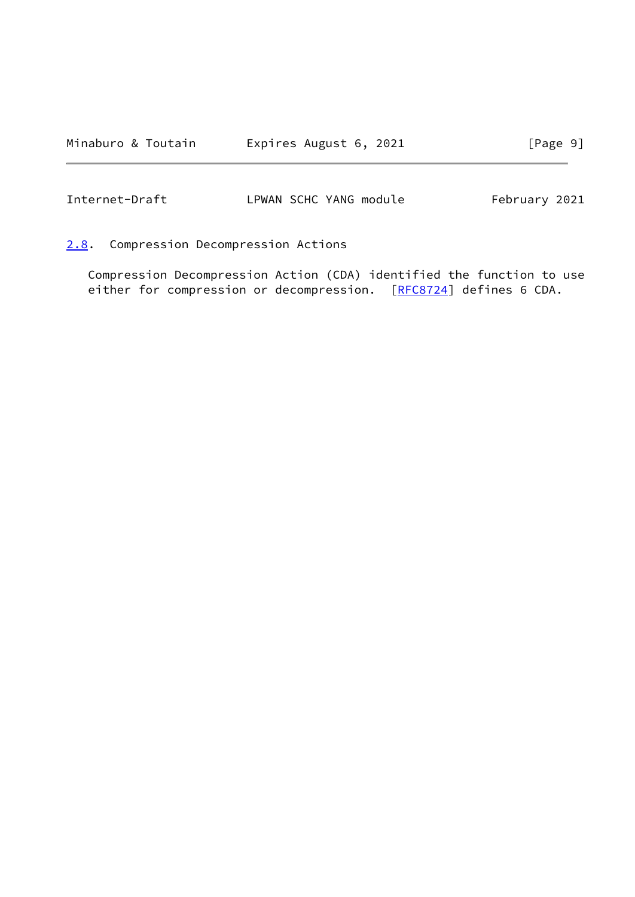## 2.8. Compression Decompression Actions

Compression Decompression Action (CDA) identified the function to use either for compression or decompression. [RFC8724] defines 6 CDA.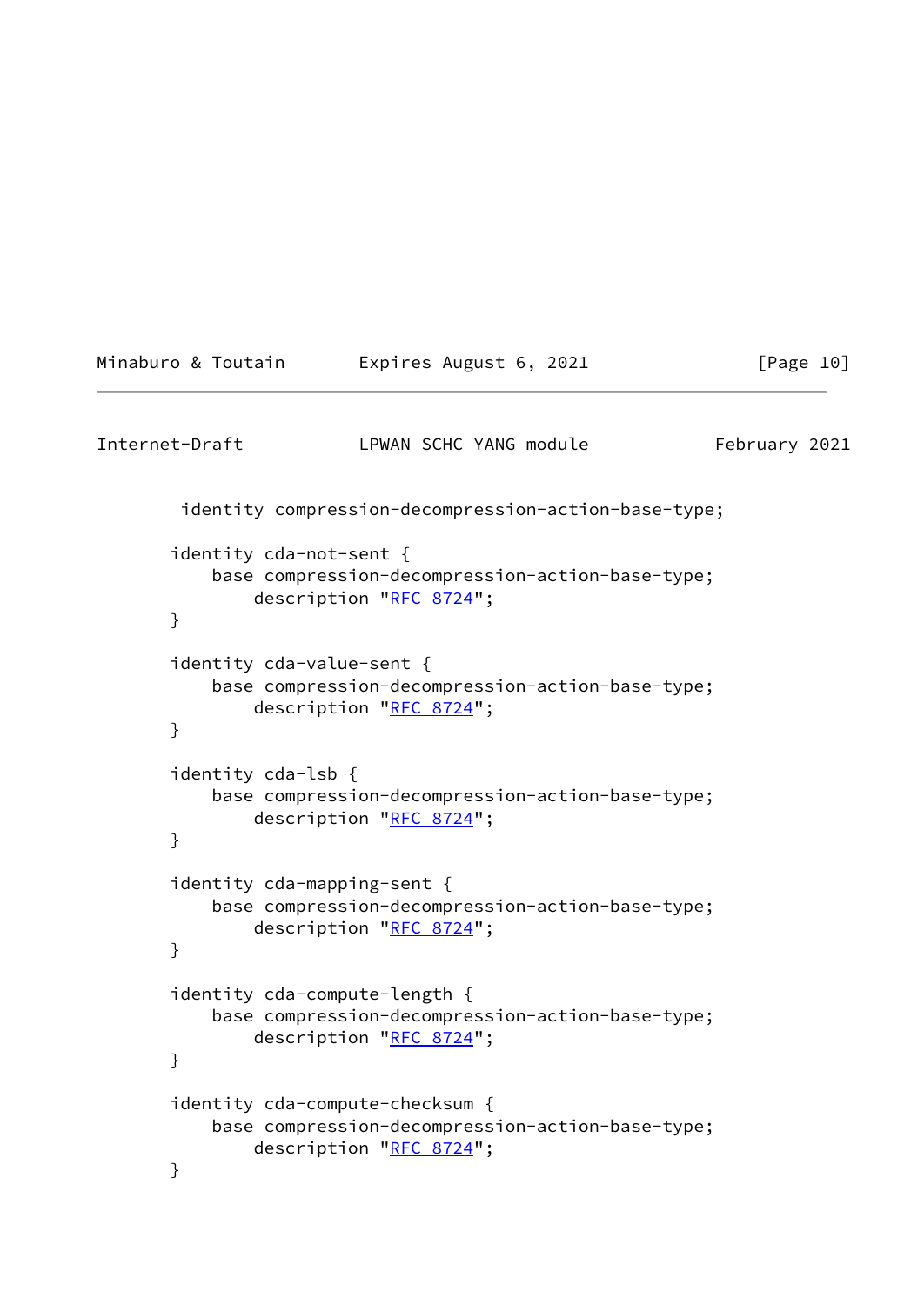```
         identity compression-decompression-action-base-type;

        identity cda-not-sent {
            base compression-decompression-action-base-type;
                description "RFC 8724";
        }

        identity cda-value-sent {
            base compression-decompression-action-base-type;
                description "RFC 8724";
        }

        identity cda-lsb {
            base compression-decompression-action-base-type;
                description "RFC 8724";
        }

        identity cda-mapping-sent {
            base compression-decompression-action-base-type;
                description "RFC 8724";
        }

        identity cda-compute-length {
            base compression-decompression-action-base-type;
                description "RFC 8724";
        }

        identity cda-compute-checksum {
            base compression-decompression-action-base-type;
                description "RFC 8724";
        }
```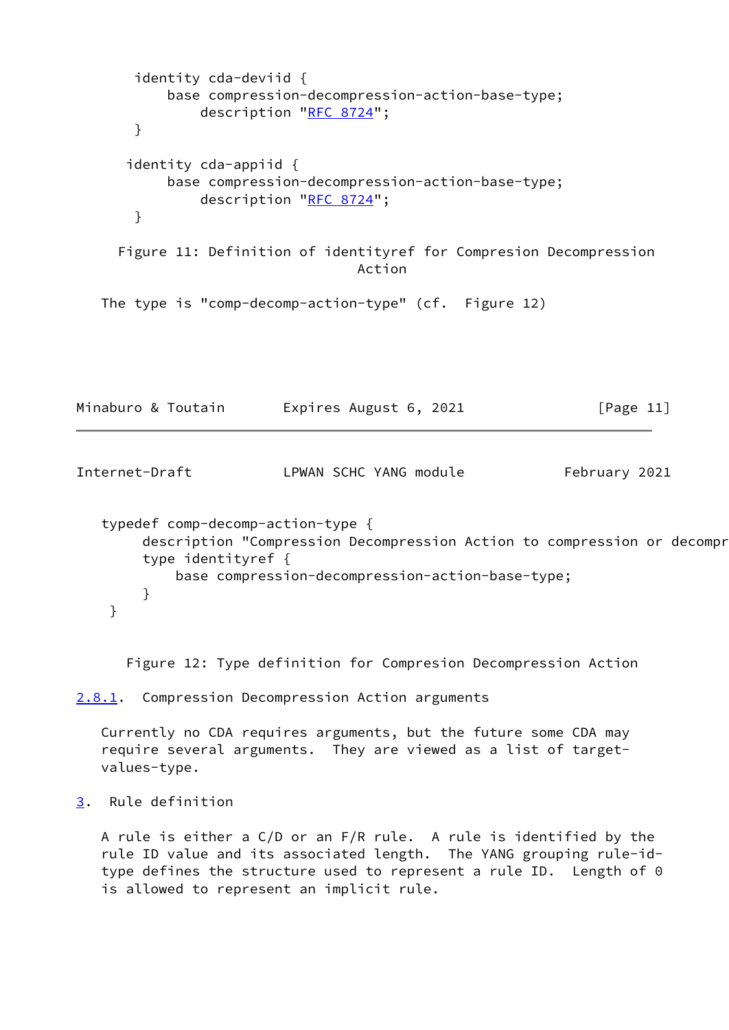```
     identity cda-deviid {
         base compression-decompression-action-base-type;
             description "RFC 8724";
     }

    identity cda-appiid {
         base compression-decompression-action-base-type;
             description "RFC 8724";
     }
```

Figure 11: Definition of identityref for Compresion Decompression Action

The type is "comp-decomp-action-type" (cf. Figure 12)

```
typedef comp-decomp-action-type {
     description "Compression Decompression Action to compression or decompr
     type identityref {
         base compression-decompression-action-base-type;
     }
 }
```

Figure 12: Type definition for Compression Decompression Action

### 2.8.1. Compression Decompression Action arguments

Currently no CDA requires arguments, but the future some CDA may require several arguments. They are viewed as a list of target-values-type.

## 3. Rule definition

A rule is either a C/D or an F/R rule. A rule is identified by the rule ID value and its associated length. The YANG grouping rule-id-type defines the structure used to represent a rule ID. Length of 0 is allowed to represent an implicit rule.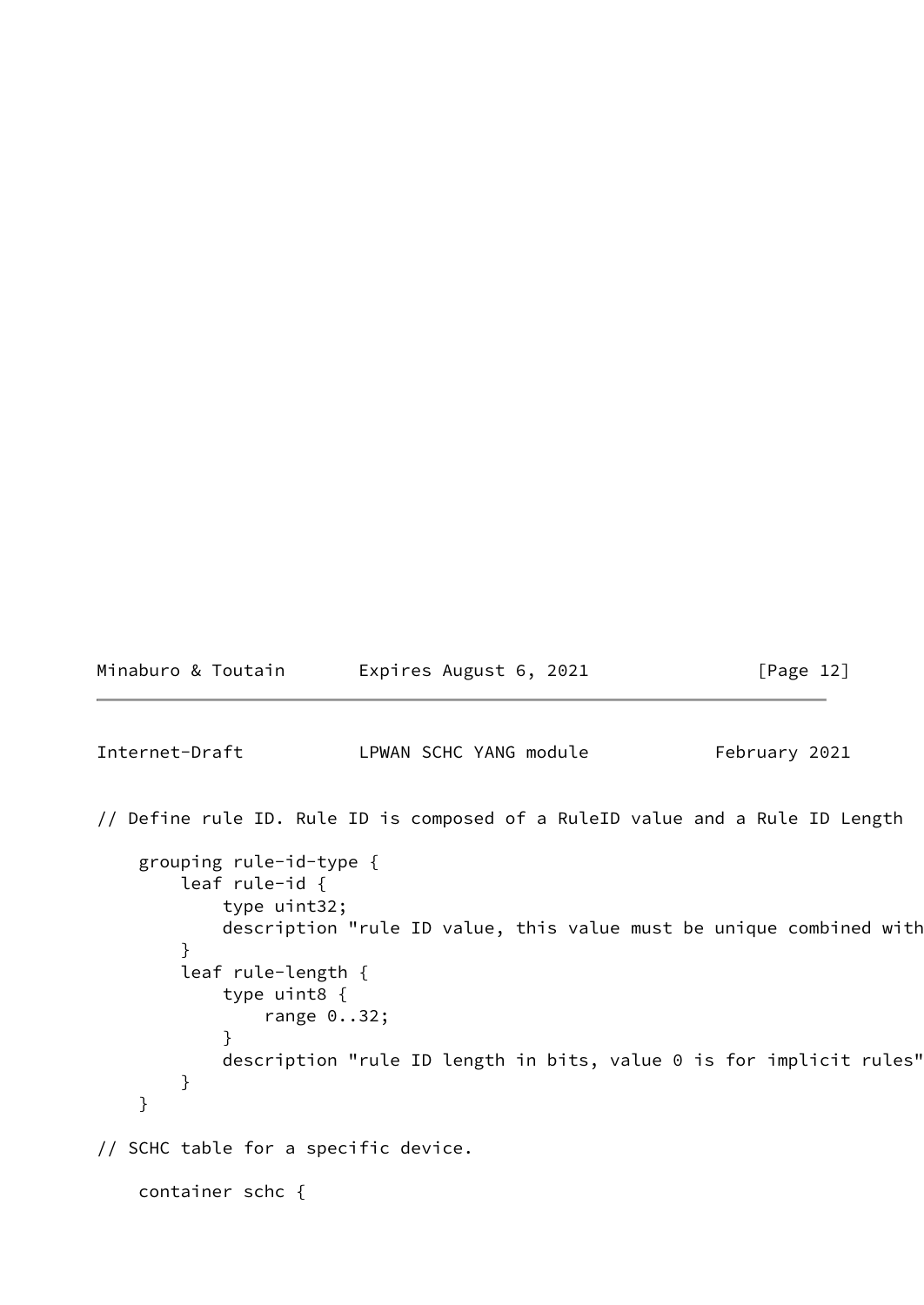```
// Define rule ID. Rule ID is composed of a RuleID value and a Rule ID Length

    grouping rule-id-type {
        leaf rule-id {
            type uint32;
            description "rule ID value, this value must be unique combined with
        }
        leaf rule-length {
            type uint8 {
                range 0..32;
            }
            description "rule ID length in bits, value 0 is for implicit rules"
        }
    }

// SCHC table for a specific device.

    container schc {
```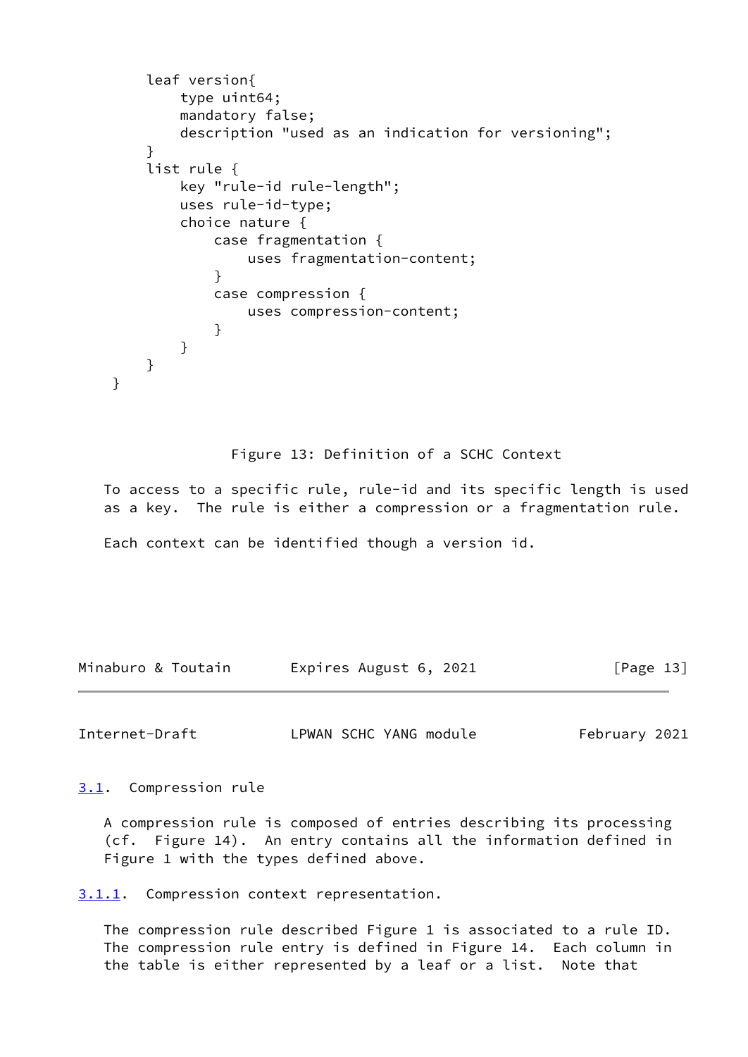```
       leaf version{
           type uint64;
           mandatory false;
           description "used as an indication for versioning";
       }
       list rule {
           key "rule-id rule-length";
           uses rule-id-type;
           choice nature {
               case fragmentation {
                   uses fragmentation-content;
               }
               case compression {
                   uses compression-content;
               }
           }
       }
   }
```

Figure 13: Definition of a SCHC Context

To access to a specific rule, rule-id and its specific length is used as a key. The rule is either a compression or a fragmentation rule.

Each context can be identified though a version id.

## 3.1. Compression rule

A compression rule is composed of entries describing its processing (cf. Figure 14). An entry contains all the information defined in Figure 1 with the types defined above.

### 3.1.1. Compression context representation.

The compression rule described Figure 1 is associated to a rule ID. The compression rule entry is defined in Figure 14. Each column in the table is either represented by a leaf or a list. Note that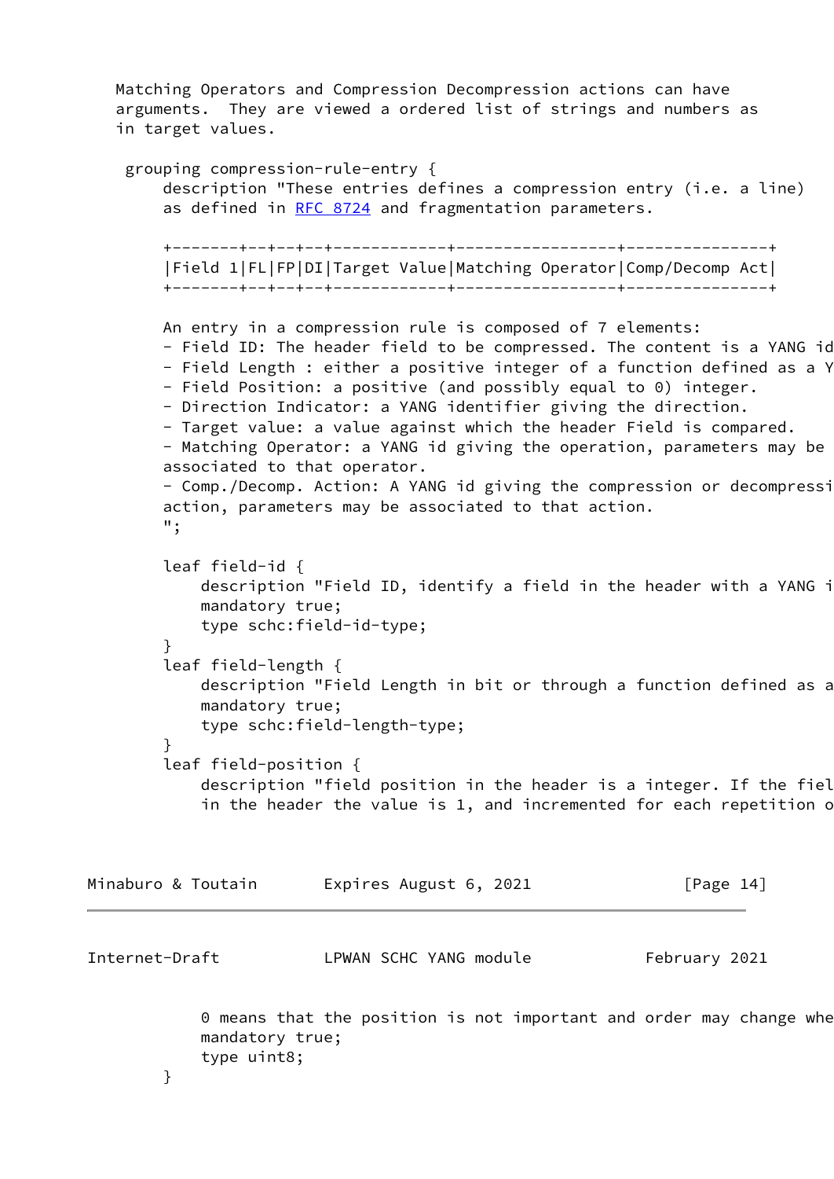Matching Operators and Compression Decompression actions can have arguments.  They are viewed a ordered list of strings and numbers as in target values.

```
 grouping compression-rule-entry {
     description "These entries defines a compression entry (i.e. a line)
     as defined in RFC 8724 and fragmentation parameters.

     +-------+--+--+--+------------+-----------------+---------------+
     |Field 1|FL|FP|DI|Target Value|Matching Operator|Comp/Decomp Act|
     +-------+--+--+--+------------+-----------------+---------------+

     An entry in a compression rule is composed of 7 elements:
     - Field ID: The header field to be compressed. The content is a YANG id
     - Field Length : either a positive integer of a function defined as a Y
     - Field Position: a positive (and possibly equal to 0) integer.
     - Direction Indicator: a YANG identifier giving the direction.
     - Target value: a value against which the header Field is compared.
     - Matching Operator: a YANG id giving the operation, parameters may be
     associated to that operator.
     - Comp./Decomp. Action: A YANG id giving the compression or decompressi
     action, parameters may be associated to that action.
     ";

     leaf field-id {
         description "Field ID, identify a field in the header with a YANG i
         mandatory true;
         type schc:field-id-type;
     }
     leaf field-length {
         description "Field Length in bit or through a function defined as a
         mandatory true;
         type schc:field-length-type;
     }
     leaf field-position {
         description "field position in the header is a integer. If the fiel
         in the header the value is 1, and incremented for each repetition o
         0 means that the position is not important and order may change whe
         mandatory true;
         type uint8;
     }
```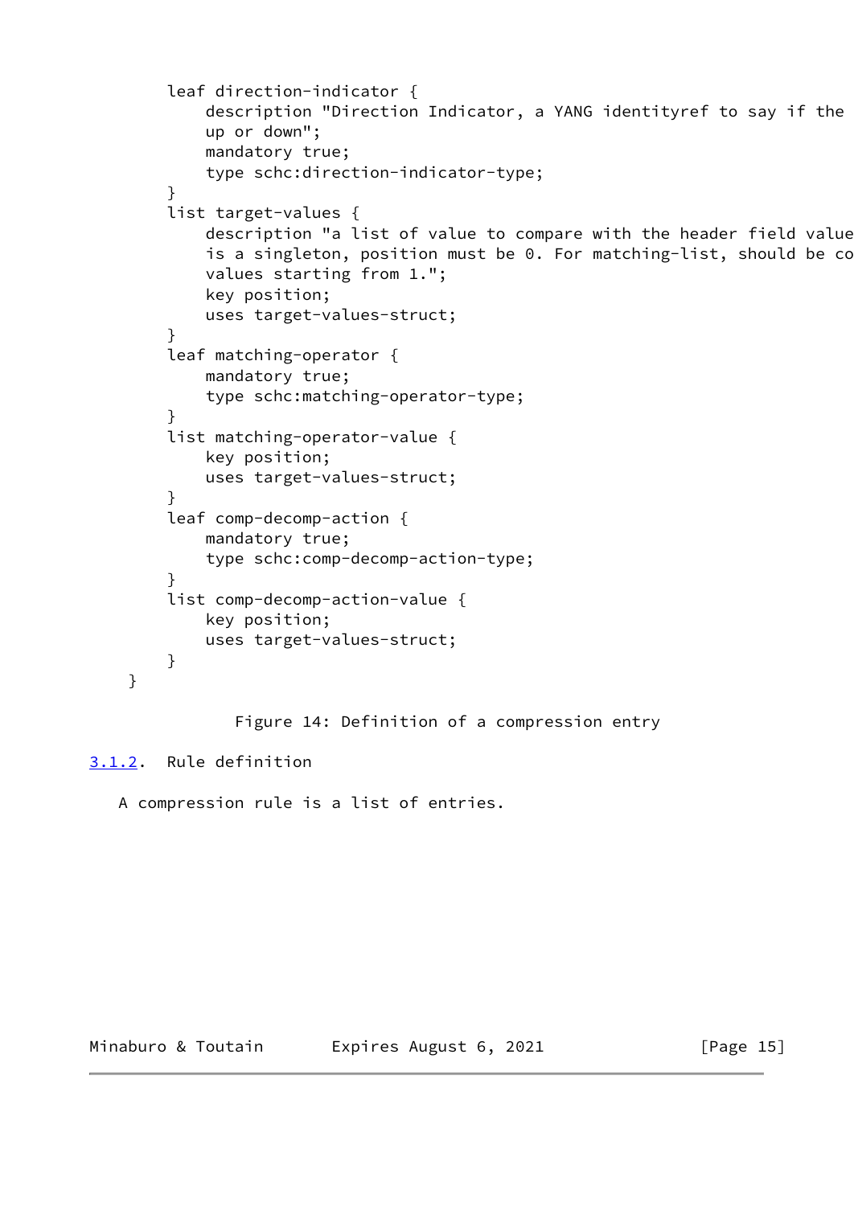```
        leaf direction-indicator {
            description "Direction Indicator, a YANG identityref to say if the
            up or down";
            mandatory true;
            type schc:direction-indicator-type;
        }
        list target-values {
            description "a list of value to compare with the header field value
            is a singleton, position must be 0. For matching-list, should be co
            values starting from 1.";
            key position;
            uses target-values-struct;
        }
        leaf matching-operator {
            mandatory true;
            type schc:matching-operator-type;
        }
        list matching-operator-value {
            key position;
            uses target-values-struct;
        }
        leaf comp-decomp-action {
            mandatory true;
            type schc:comp-decomp-action-type;
        }
        list comp-decomp-action-value {
            key position;
            uses target-values-struct;
        }
    }
```

Figure 14: Definition of a compression entry

### 3.1.2. Rule definition

A compression rule is a list of entries.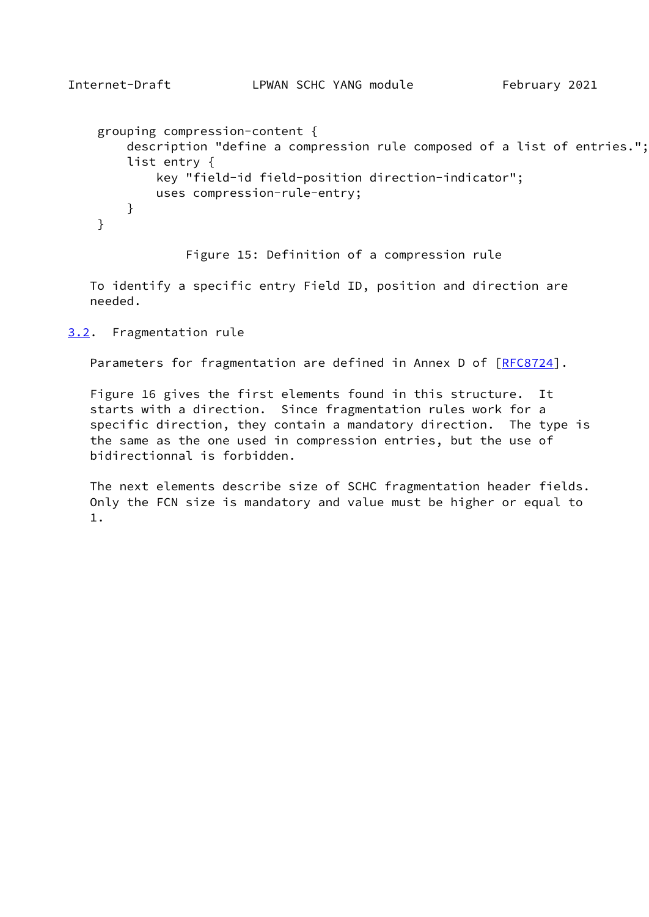```
grouping compression-content {
    description "define a compression rule composed of a list of entries.";
    list entry {
        key "field-id field-position direction-indicator";
        uses compression-rule-entry;
    }
}
```

Figure 15: Definition of a compression rule

To identify a specific entry Field ID, position and direction are needed.

## 3.2. Fragmentation rule

Parameters for fragmentation are defined in Annex D of [RFC8724].

Figure 16 gives the first elements found in this structure. It starts with a direction. Since fragmentation rules work for a specific direction, they contain a mandatory direction. The type is the same as the one used in compression entries, but the use of bidirectionnal is forbidden.

The next elements describe size of SCHC fragmentation header fields. Only the FCN size is mandatory and value must be higher or equal to 1.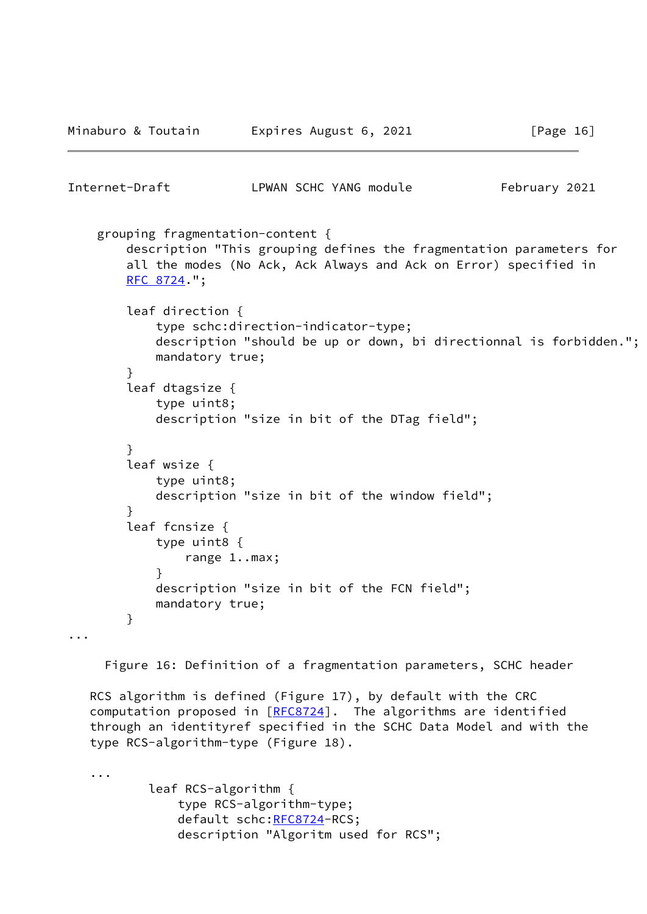```
    grouping fragmentation-content {
        description "This grouping defines the fragmentation parameters for
        all the modes (No Ack, Ack Always and Ack on Error) specified in
        RFC 8724.";

        leaf direction {
            type schc:direction-indicator-type;
            description "should be up or down, bi directionnal is forbidden.";
            mandatory true;
        }
        leaf dtagsize {
            type uint8;
            description "size in bit of the DTag field";

        }
        leaf wsize {
            type uint8;
            description "size in bit of the window field";
        }
        leaf fcnsize {
            type uint8 {
                range 1..max;
            }
            description "size in bit of the FCN field";
            mandatory true;
        }
...
```

Figure 16: Definition of a fragmentation parameters, SCHC header

RCS algorithm is defined (Figure 17), by default with the CRC computation proposed in [RFC8724]. The algorithms are identified through an identityref specified in the SCHC Data Model and with the type RCS-algorithm-type (Figure 18).

```
...
        leaf RCS-algorithm {
            type RCS-algorithm-type;
            default schc:RFC8724-RCS;
            description "Algoritm used for RCS";
```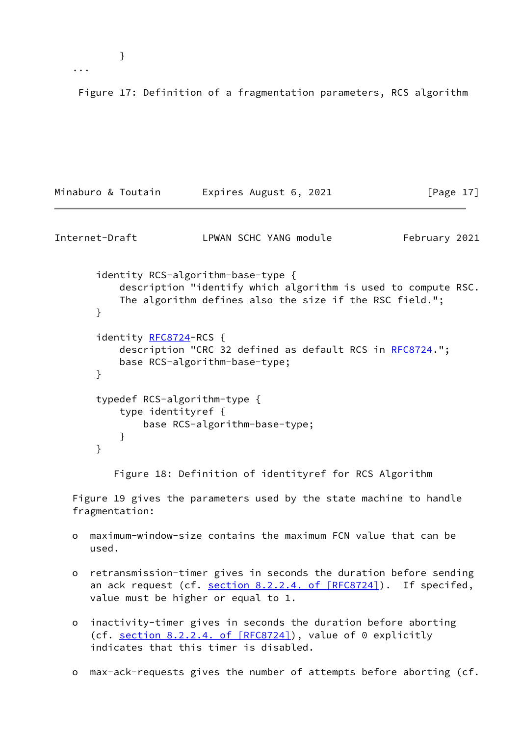```
            }
```

Figure 17: Definition of a fragmentation parameters, RCS algorithm

```
       identity RCS-algorithm-base-type {
           description "identify which algorithm is used to compute RSC.
           The algorithm defines also the size if the RSC field.";
       }

       identity RFC8724-RCS {
           description "CRC 32 defined as default RCS in RFC8724.";
           base RCS-algorithm-base-type;
       }

       typedef RCS-algorithm-type {
           type identityref {
               base RCS-algorithm-base-type;
           }
       }
```

Figure 18: Definition of identityref for RCS Algorithm

Figure 19 gives the parameters used by the state machine to handle fragmentation:

- maximum-window-size contains the maximum FCN value that can be used.
- retransmission-timer gives in seconds the duration before sending an ack request (cf. section 8.2.2.4. of [RFC8724]). If specifed, value must be higher or equal to 1.
- inactivity-timer gives in seconds the duration before aborting (cf. section 8.2.2.4. of [RFC8724]), value of 0 explicitly indicates that this timer is disabled.
- max-ack-requests gives the number of attempts before aborting (cf.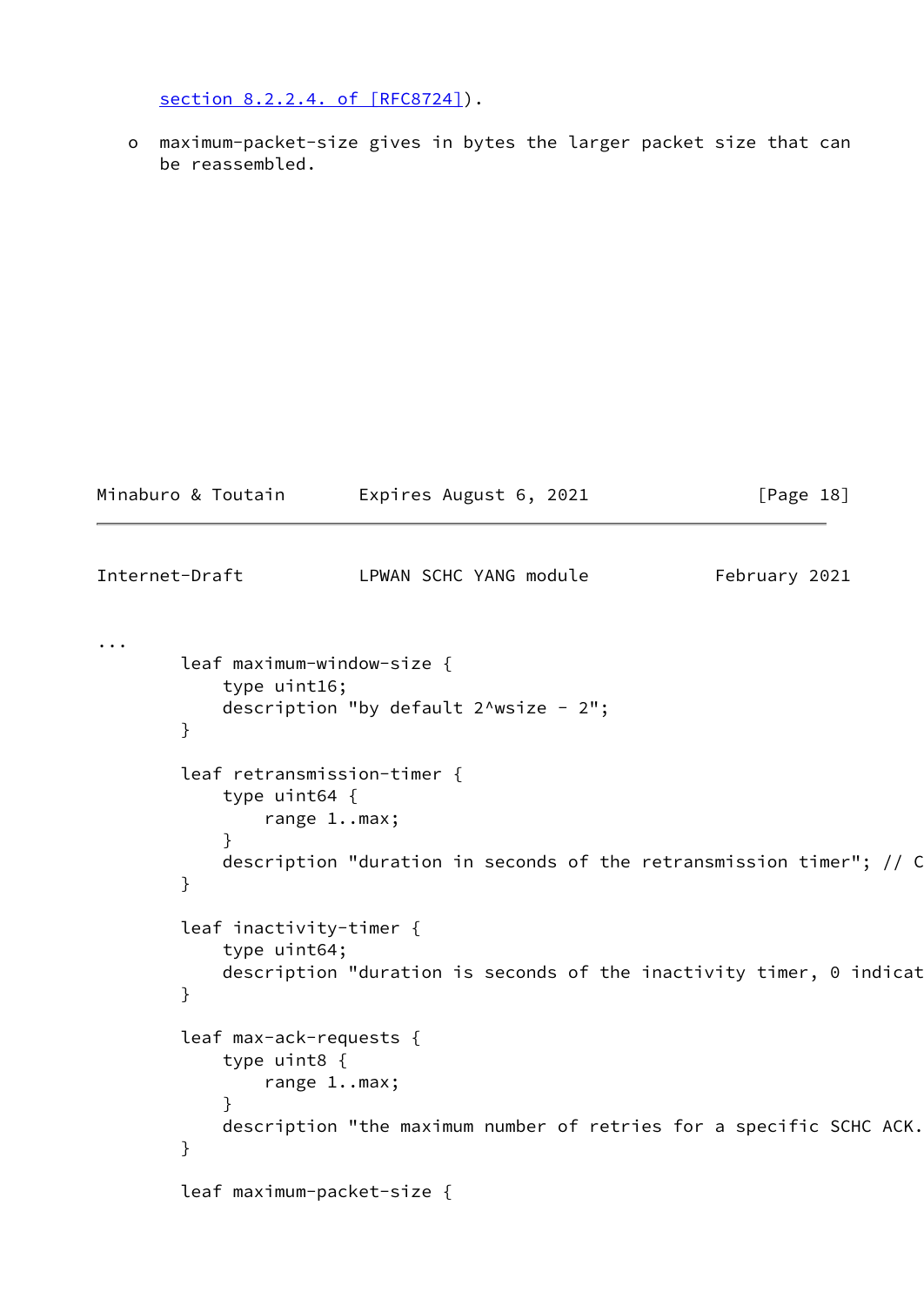section 8.2.2.4. of [RFC8724]).

- o maximum-packet-size gives in bytes the larger packet size that can be reassembled.

```
...
        leaf maximum-window-size {
            type uint16;
            description "by default 2^wsize - 2";
        }

        leaf retransmission-timer {
            type uint64 {
                range 1..max;
            }
            description "duration in seconds of the retransmission timer"; // C
        }

        leaf inactivity-timer {
            type uint64;
            description "duration is seconds of the inactivity timer, 0 indicat
        }

        leaf max-ack-requests {
            type uint8 {
                range 1..max;
            }
            description "the maximum number of retries for a specific SCHC ACK.
        }

        leaf maximum-packet-size {
```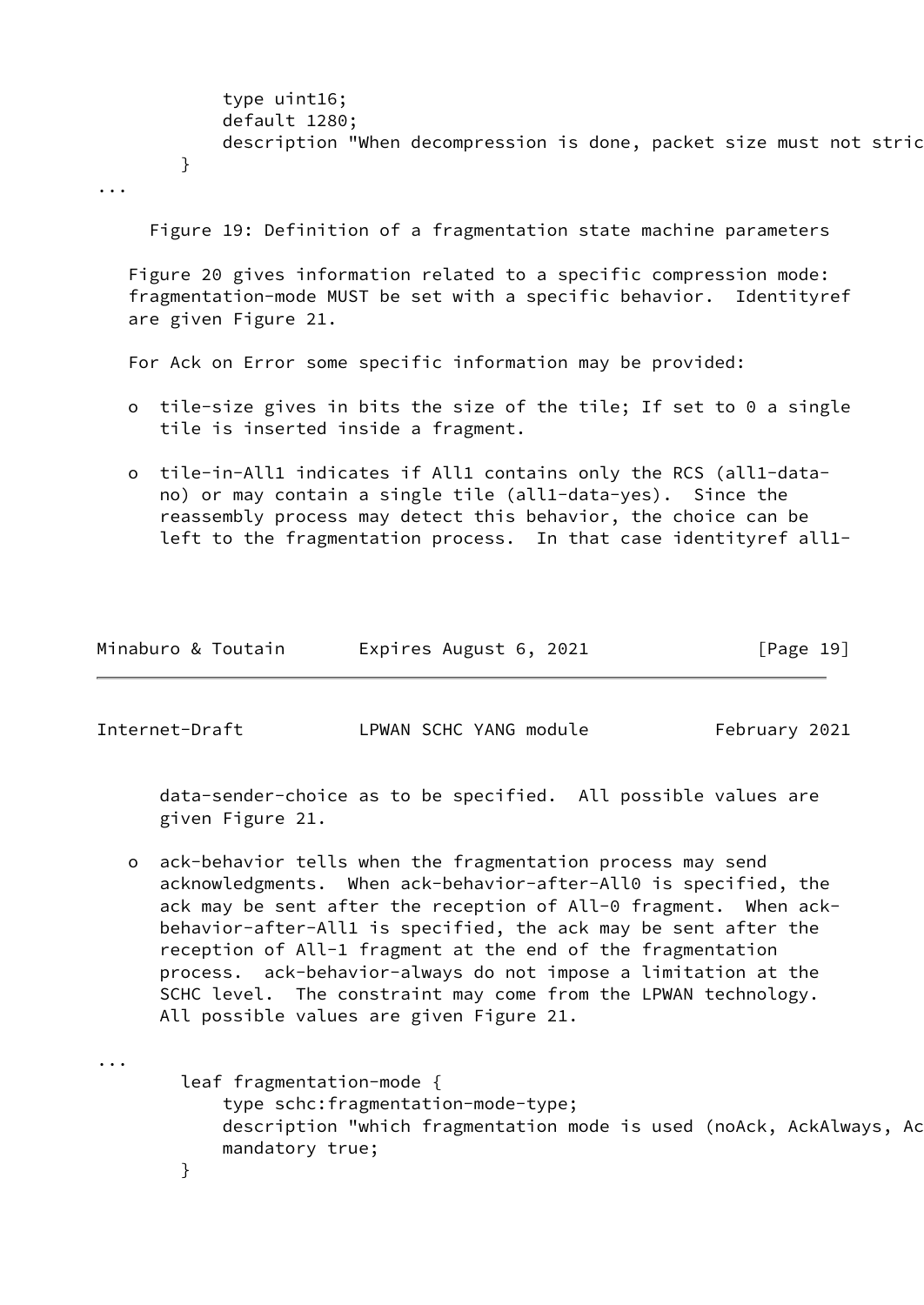```
            type uint16;
            default 1280;
            description "When decompression is done, packet size must not stric
        }
...
```

Figure 19: Definition of a fragmentation state machine parameters

Figure 20 gives information related to a specific compression mode: fragmentation-mode MUST be set with a specific behavior. Identityref are given Figure 21.

For Ack on Error some specific information may be provided:

- tile-size gives in bits the size of the tile; If set to 0 a single tile is inserted inside a fragment.
- tile-in-All1 indicates if All1 contains only the RCS (all1-data-no) or may contain a single tile (all1-data-yes). Since the reassembly process may detect this behavior, the choice can be left to the fragmentation process. In that case identityref all1-data-sender-choice as to be specified. All possible values are given Figure 21.
- ack-behavior tells when the fragmentation process may send acknowledgments. When ack-behavior-after-All0 is specified, the ack may be sent after the reception of All-0 fragment. When ack-behavior-after-All1 is specified, the ack may be sent after the reception of All-1 fragment at the end of the fragmentation process. ack-behavior-always do not impose a limitation at the SCHC level. The constraint may come from the LPWAN technology. All possible values are given Figure 21.

```
...
        leaf fragmentation-mode {
            type schc:fragmentation-mode-type;
            description "which fragmentation mode is used (noAck, AckAlways, Ac
            mandatory true;
        }
```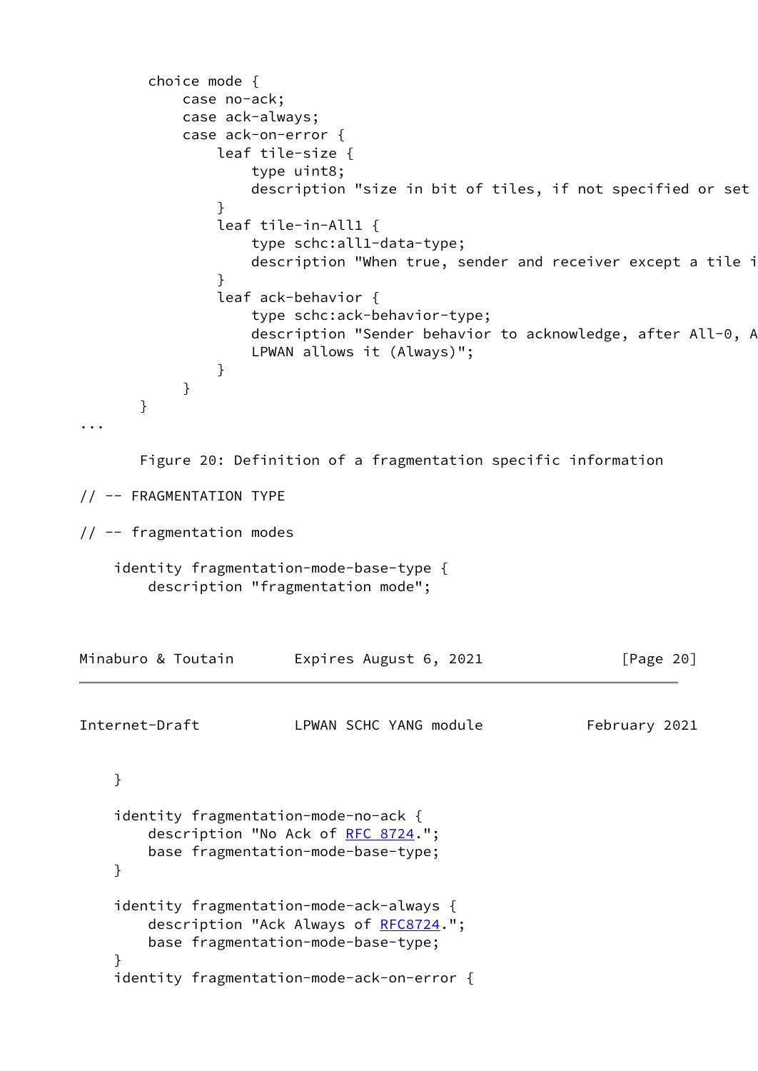```
        choice mode {
            case no-ack;
            case ack-always;
            case ack-on-error {
                leaf tile-size {
                    type uint8;
                    description "size in bit of tiles, if not specified or set
                }
                leaf tile-in-All1 {
                    type schc:all1-data-type;
                    description "When true, sender and receiver except a tile i
                }
                leaf ack-behavior {
                    type schc:ack-behavior-type;
                    description "Sender behavior to acknowledge, after All-0, A
                    LPWAN allows it (Always)";
                }
            }
        }
...
```

Figure 20: Definition of a fragmentation specific information

```
// -- FRAGMENTATION TYPE

// -- fragmentation modes

    identity fragmentation-mode-base-type {
        description "fragmentation mode";
    }

    identity fragmentation-mode-no-ack {
        description "No Ack of RFC 8724.";
        base fragmentation-mode-base-type;
    }

    identity fragmentation-mode-ack-always {
        description "Ack Always of RFC8724.";
        base fragmentation-mode-base-type;
    }
    identity fragmentation-mode-ack-on-error {
```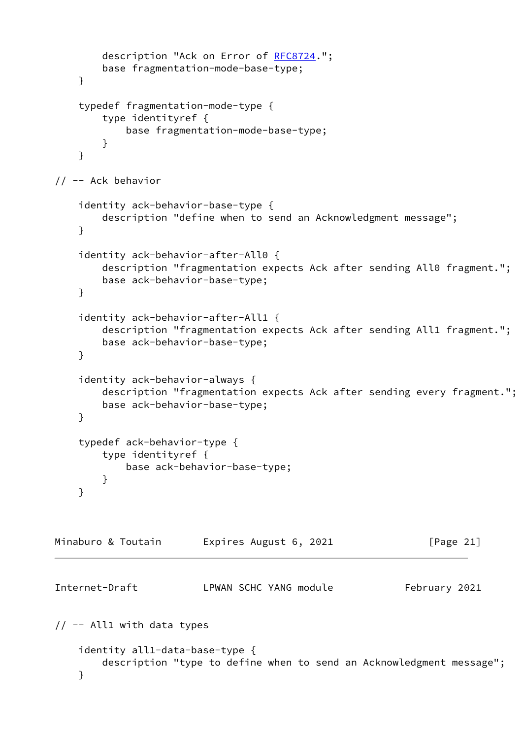```
        description "Ack on Error of RFC8724.";
        base fragmentation-mode-base-type;
    }

    typedef fragmentation-mode-type {
        type identityref {
            base fragmentation-mode-base-type;
        }
    }

// -- Ack behavior

    identity ack-behavior-base-type {
        description "define when to send an Acknowledgment message";
    }

    identity ack-behavior-after-All0 {
        description "fragmentation expects Ack after sending All0 fragment.";
        base ack-behavior-base-type;
    }

    identity ack-behavior-after-All1 {
        description "fragmentation expects Ack after sending All1 fragment.";
        base ack-behavior-base-type;
    }

    identity ack-behavior-always {
        description "fragmentation expects Ack after sending every fragment.";
        base ack-behavior-base-type;
    }

    typedef ack-behavior-type {
        type identityref {
            base ack-behavior-base-type;
        }
    }
```

```
// -- All1 with data types

    identity all1-data-base-type {
        description "type to define when to send an Acknowledgment message";
    }
```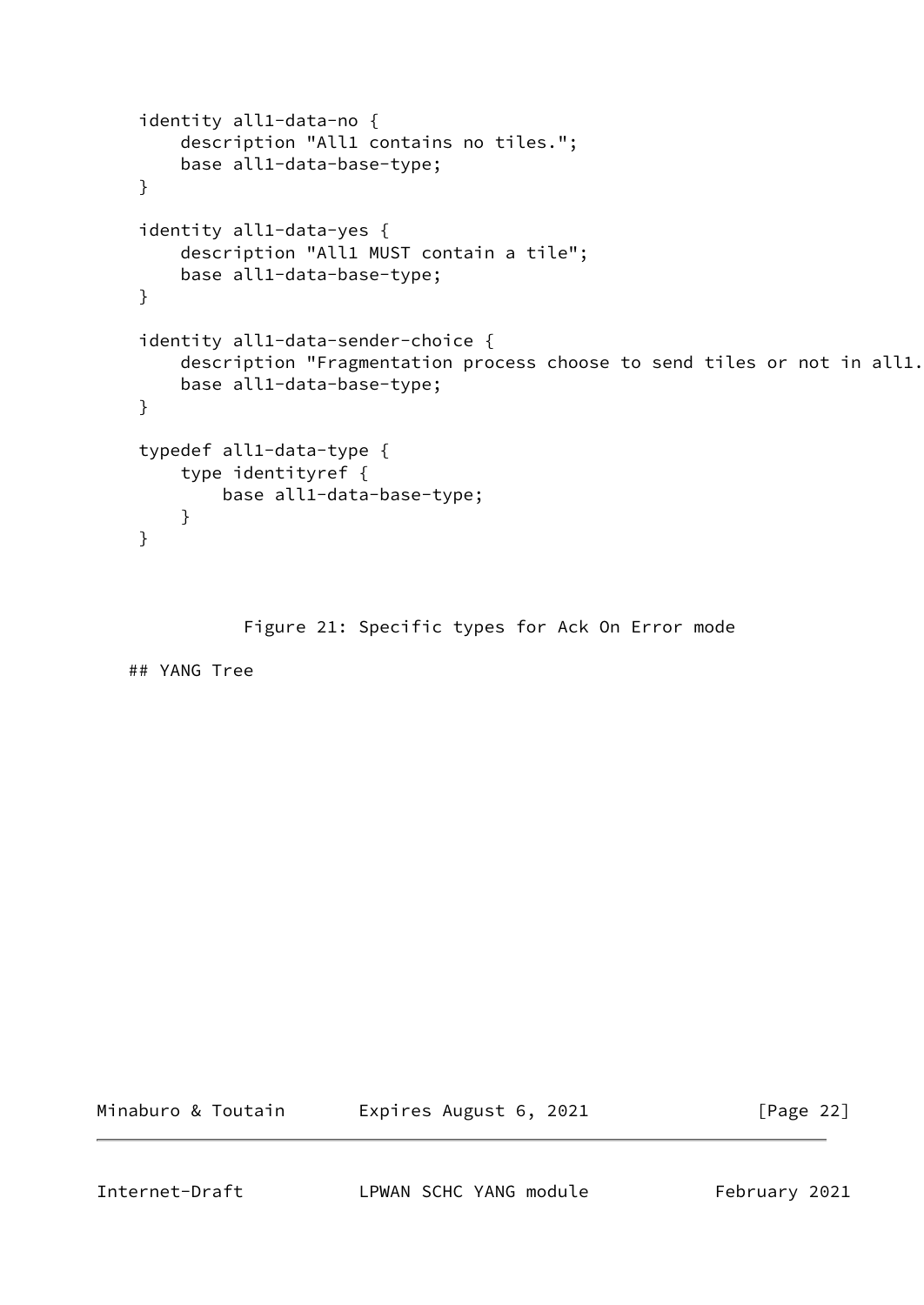```
identity all1-data-no {
    description "All1 contains no tiles.";
    base all1-data-base-type;
}

identity all1-data-yes {
    description "All1 MUST contain a tile";
    base all1-data-base-type;
}

identity all1-data-sender-choice {
    description "Fragmentation process choose to send tiles or not in all1.
    base all1-data-base-type;
}

typedef all1-data-type {
    type identityref {
        base all1-data-base-type;
    }
}
```

Figure 21: Specific types for Ack On Error mode

## YANG Tree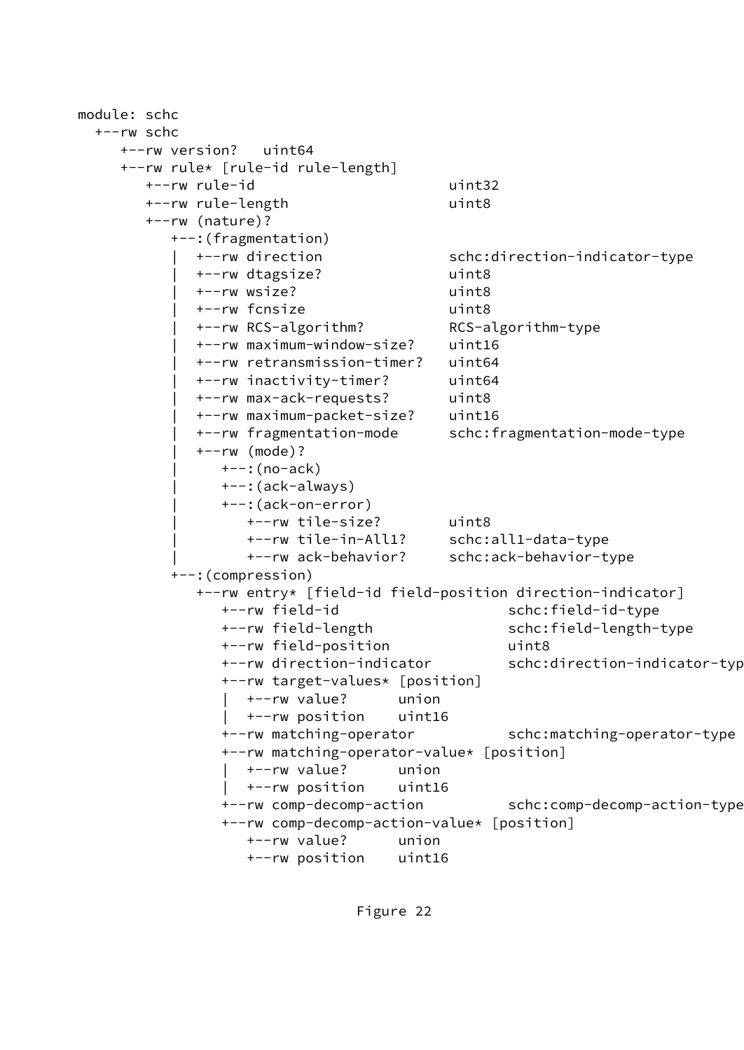```
module: schc
  +--rw schc
     +--rw version?   uint64
     +--rw rule* [rule-id rule-length]
        +--rw rule-id                       uint32
        +--rw rule-length                   uint8
        +--rw (nature)?
           +--:(fragmentation)
           |  +--rw direction               schc:direction-indicator-type
           |  +--rw dtagsize?               uint8
           |  +--rw wsize?                  uint8
           |  +--rw fcnsize                 uint8
           |  +--rw RCS-algorithm?          RCS-algorithm-type
           |  +--rw maximum-window-size?    uint16
           |  +--rw retransmission-timer?   uint64
           |  +--rw inactivity-timer?       uint64
           |  +--rw max-ack-requests?       uint8
           |  +--rw maximum-packet-size?    uint16
           |  +--rw fragmentation-mode      schc:fragmentation-mode-type
           |  +--rw (mode)?
           |     +--:(no-ack)
           |     +--:(ack-always)
           |     +--:(ack-on-error)
           |        +--rw tile-size?        uint8
           |        +--rw tile-in-All1?     schc:all1-data-type
           |        +--rw ack-behavior?     schc:ack-behavior-type
           +--:(compression)
              +--rw entry* [field-id field-position direction-indicator]
                 +--rw field-id                    schc:field-id-type
                 +--rw field-length                schc:field-length-type
                 +--rw field-position              uint8
                 +--rw direction-indicator         schc:direction-indicator-typ
                 +--rw target-values* [position]
                 |  +--rw value?      union
                 |  +--rw position    uint16
                 +--rw matching-operator           schc:matching-operator-type
                 +--rw matching-operator-value* [position]
                 |  +--rw value?      union
                 |  +--rw position    uint16
                 +--rw comp-decomp-action          schc:comp-decomp-action-type
                 +--rw comp-decomp-action-value* [position]
                    +--rw value?      union
                    +--rw position    uint16
```

Figure 22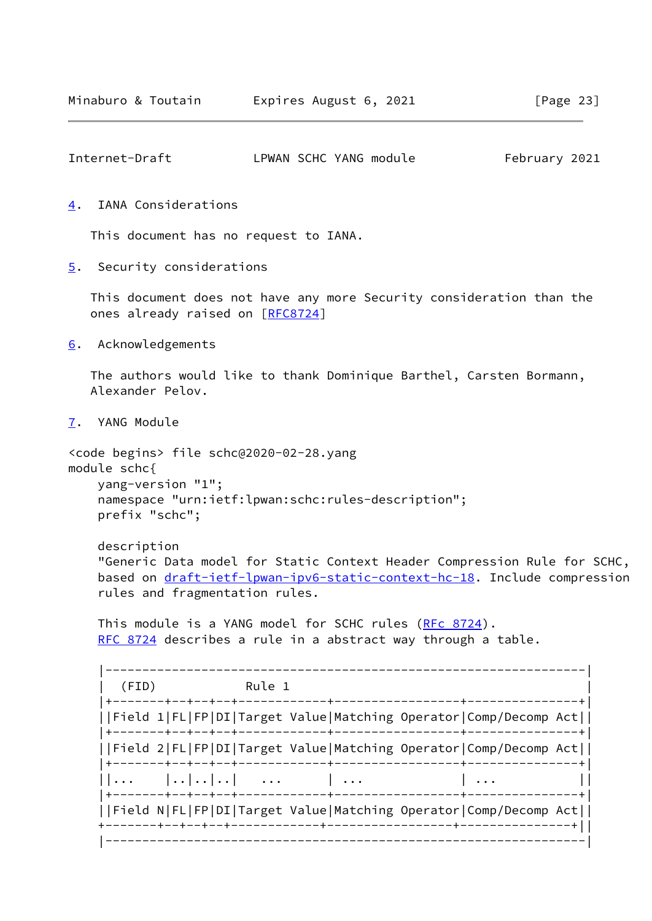## 4. IANA Considerations

This document has no request to IANA.

## 5. Security considerations

This document does not have any more Security consideration than the ones already raised on [RFC8724]

## 6. Acknowledgements

The authors would like to thank Dominique Barthel, Carsten Bormann, Alexander Pelov.

## 7. YANG Module

```
<code begins> file schc@2020-02-28.yang
module schc{
    yang-version "1";
    namespace "urn:ietf:lpwan:schc:rules-description";
    prefix "schc";

    description
    "Generic Data model for Static Context Header Compression Rule for SCHC,
    based on draft-ietf-lpwan-ipv6-static-context-hc-18. Include compression
    rules and fragmentation rules.

    This module is a YANG model for SCHC rules (RFc 8724).
    RFC 8724 describes a rule in a abstract way through a table.

    |-----------------------------------------------------------------|
    |  (FID)            Rule 1                                        |
    |+-------+--+--+--+------------+-----------------+---------------+|
    ||Field 1|FL|FP|DI|Target Value|Matching Operator|Comp/Decomp Act||
    |+-------+--+--+--+------------+-----------------+---------------+|
    ||Field 2|FL|FP|DI|Target Value|Matching Operator|Comp/Decomp Act||
    |+-------+--+--+--+------------+-----------------+---------------+|
    ||...    |..|..|..|   ...      | ...             | ...           ||
    |+-------+--+--+--+------------+-----------------+---------------+|
    ||Field N|FL|FP|DI|Target Value|Matching Operator|Comp/Decomp Act||
    +-------+--+--+--+------------+-----------------+---------------+||
    |-----------------------------------------------------------------|
```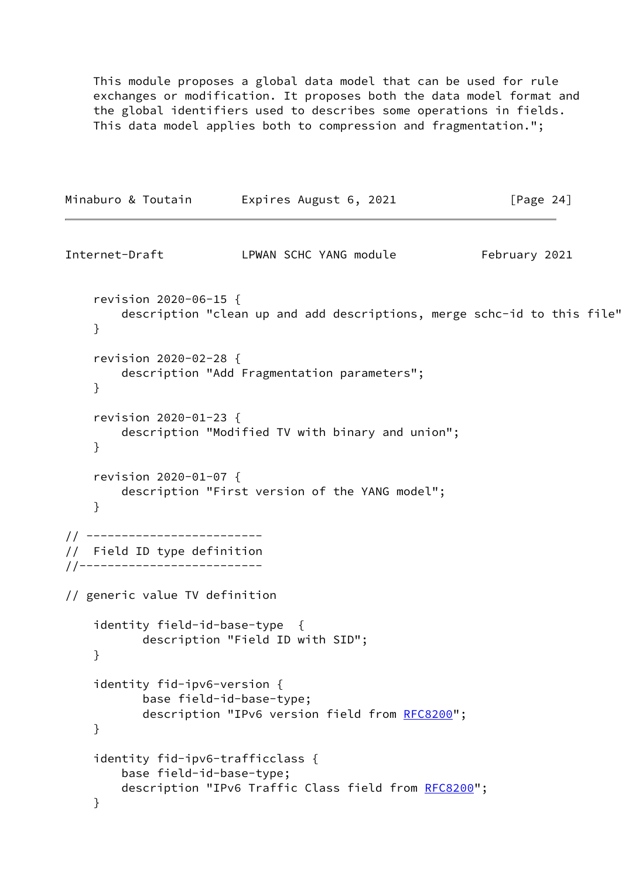```
    This module proposes a global data model that can be used for rule
    exchanges or modification. It proposes both the data model format and
    the global identifiers used to describes some operations in fields.
    This data model applies both to compression and fragmentation.";
```

```
    revision 2020-06-15 {
        description "clean up and add descriptions, merge schc-id to this file"
    }

    revision 2020-02-28 {
        description "Add Fragmentation parameters";
    }

    revision 2020-01-23 {
        description "Modified TV with binary and union";
    }

    revision 2020-01-07 {
        description "First version of the YANG model";
    }

// -------------------------
//  Field ID type definition
//--------------------------

// generic value TV definition

    identity field-id-base-type  {
           description "Field ID with SID";
    }

    identity fid-ipv6-version {
           base field-id-base-type;
           description "IPv6 version field from RFC8200";
    }

    identity fid-ipv6-trafficclass {
        base field-id-base-type;
        description "IPv6 Traffic Class field from RFC8200";
    }
```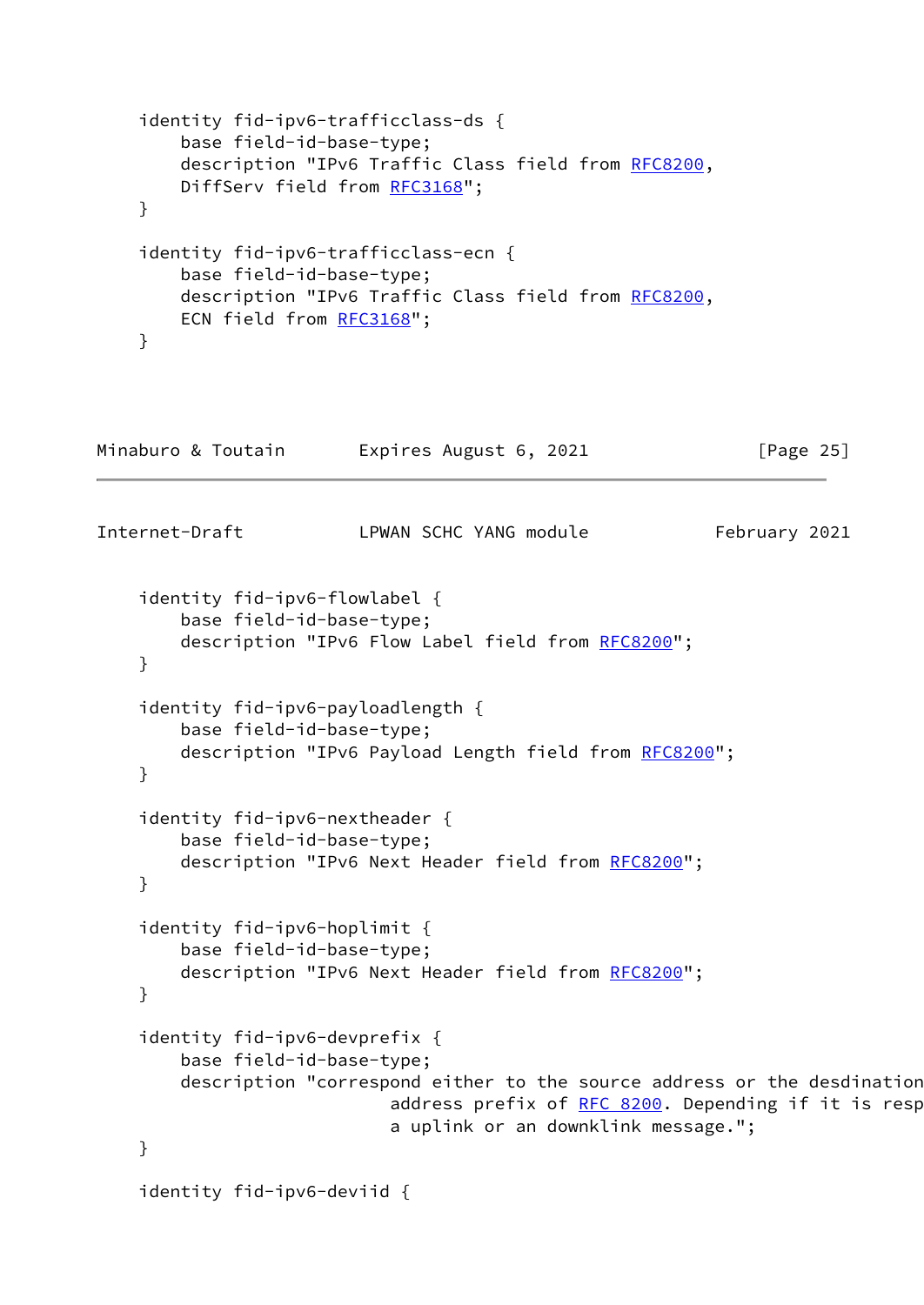```
    identity fid-ipv6-trafficclass-ds {
        base field-id-base-type;
        description "IPv6 Traffic Class field from RFC8200,
        DiffServ field from RFC3168";
    }

    identity fid-ipv6-trafficclass-ecn {
        base field-id-base-type;
        description "IPv6 Traffic Class field from RFC8200,
        ECN field from RFC3168";
    }
```

```
    identity fid-ipv6-flowlabel {
        base field-id-base-type;
        description "IPv6 Flow Label field from RFC8200";
    }

    identity fid-ipv6-payloadlength {
        base field-id-base-type;
        description "IPv6 Payload Length field from RFC8200";
    }

    identity fid-ipv6-nextheader {
        base field-id-base-type;
        description "IPv6 Next Header field from RFC8200";
    }

    identity fid-ipv6-hoplimit {
        base field-id-base-type;
        description "IPv6 Next Header field from RFC8200";
    }

    identity fid-ipv6-devprefix {
        base field-id-base-type;
        description "correspond either to the source address or the desdination
                        address prefix of RFC 8200. Depending if it is resp
                        a uplink or an downklink message.";
    }

    identity fid-ipv6-deviid {
```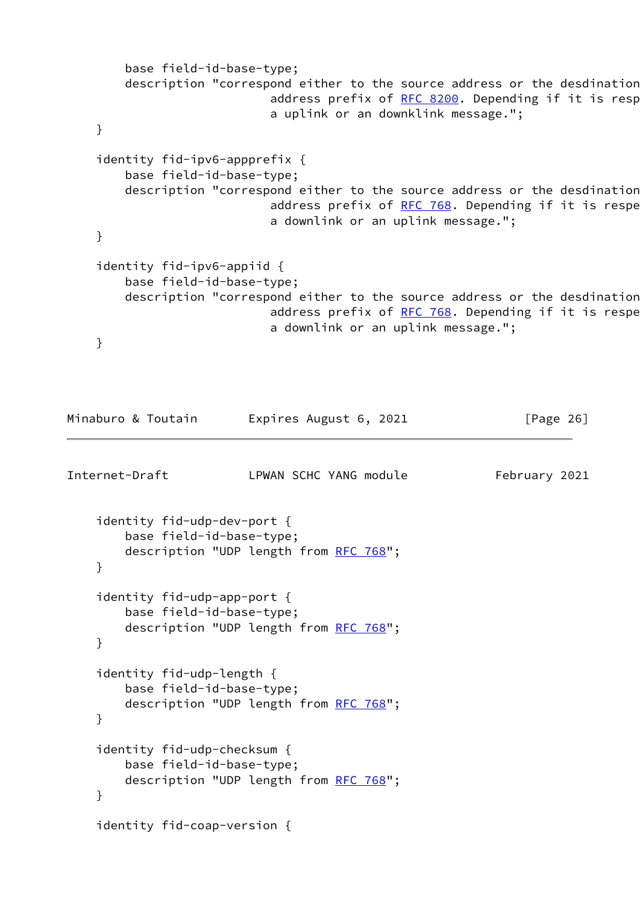```
        base field-id-base-type;
        description "correspond either to the source address or the desdination
                            address prefix of RFC 8200. Depending if it is resp
                            a uplink or an downklink message.";
    }

    identity fid-ipv6-appprefix {
        base field-id-base-type;
        description "correspond either to the source address or the desdination
                            address prefix of RFC 768. Depending if it is respe
                            a downlink or an uplink message.";
    }

    identity fid-ipv6-appiid {
        base field-id-base-type;
        description "correspond either to the source address or the desdination
                            address prefix of RFC 768. Depending if it is respe
                            a downlink or an uplink message.";
    }
```

```
    identity fid-udp-dev-port {
        base field-id-base-type;
        description "UDP length from RFC 768";
    }

    identity fid-udp-app-port {
        base field-id-base-type;
        description "UDP length from RFC 768";
    }

    identity fid-udp-length {
        base field-id-base-type;
        description "UDP length from RFC 768";
    }

    identity fid-udp-checksum {
        base field-id-base-type;
        description "UDP length from RFC 768";
    }

    identity fid-coap-version {
```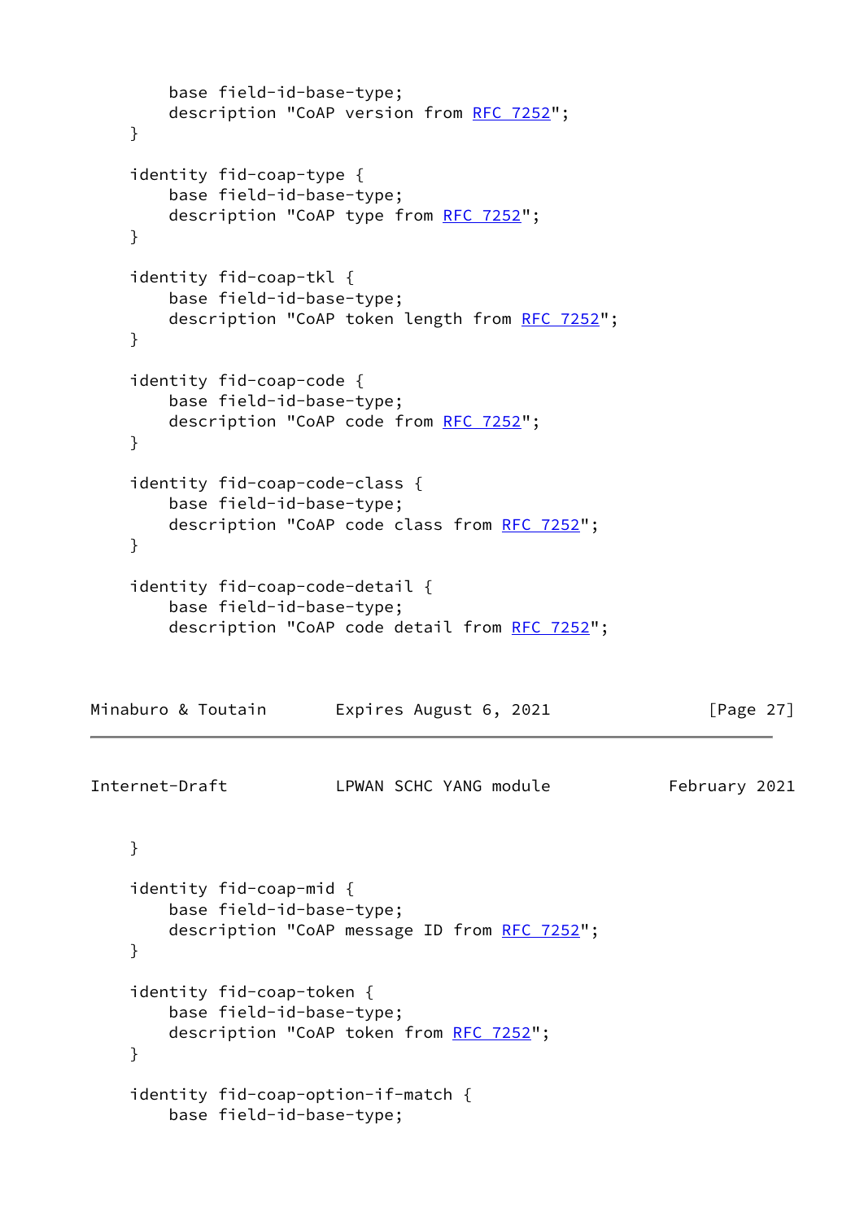```
        base field-id-base-type;
        description "CoAP version from RFC 7252";
    }

    identity fid-coap-type {
        base field-id-base-type;
        description "CoAP type from RFC 7252";
    }

    identity fid-coap-tkl {
        base field-id-base-type;
        description "CoAP token length from RFC 7252";
    }

    identity fid-coap-code {
        base field-id-base-type;
        description "CoAP code from RFC 7252";
    }

    identity fid-coap-code-class {
        base field-id-base-type;
        description "CoAP code class from RFC 7252";
    }

    identity fid-coap-code-detail {
        base field-id-base-type;
        description "CoAP code detail from RFC 7252";
    }

    identity fid-coap-mid {
        base field-id-base-type;
        description "CoAP message ID from RFC 7252";
    }

    identity fid-coap-token {
        base field-id-base-type;
        description "CoAP token from RFC 7252";
    }

    identity fid-coap-option-if-match {
        base field-id-base-type;
```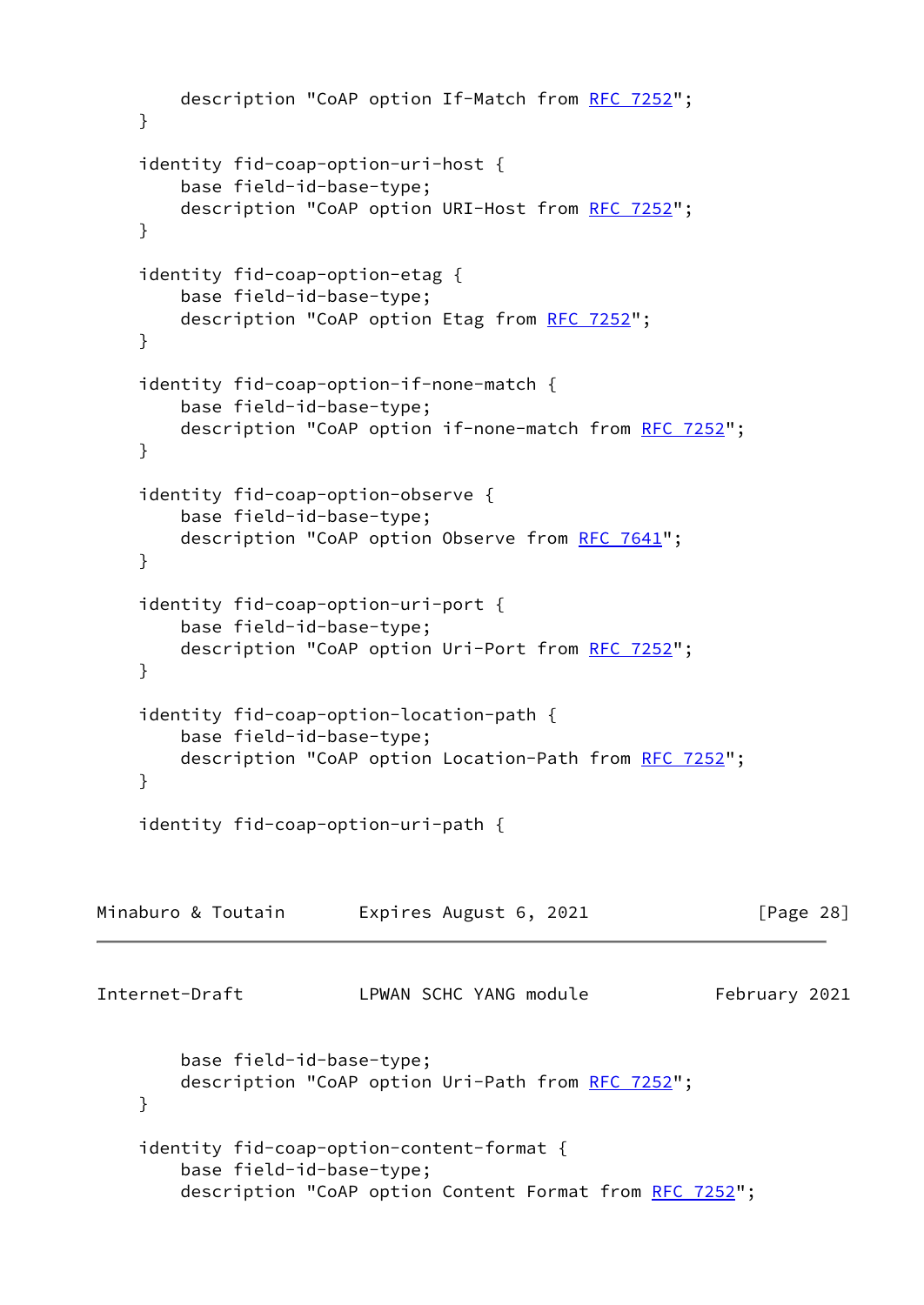```
        description "CoAP option If-Match from RFC 7252";
    }

    identity fid-coap-option-uri-host {
        base field-id-base-type;
        description "CoAP option URI-Host from RFC 7252";
    }

    identity fid-coap-option-etag {
        base field-id-base-type;
        description "CoAP option Etag from RFC 7252";
    }

    identity fid-coap-option-if-none-match {
        base field-id-base-type;
        description "CoAP option if-none-match from RFC 7252";
    }

    identity fid-coap-option-observe {
        base field-id-base-type;
        description "CoAP option Observe from RFC 7641";
    }

    identity fid-coap-option-uri-port {
        base field-id-base-type;
        description "CoAP option Uri-Port from RFC 7252";
    }

    identity fid-coap-option-location-path {
        base field-id-base-type;
        description "CoAP option Location-Path from RFC 7252";
    }

    identity fid-coap-option-uri-path {
        base field-id-base-type;
        description "CoAP option Uri-Path from RFC 7252";
    }

    identity fid-coap-option-content-format {
        base field-id-base-type;
        description "CoAP option Content Format from RFC 7252";
```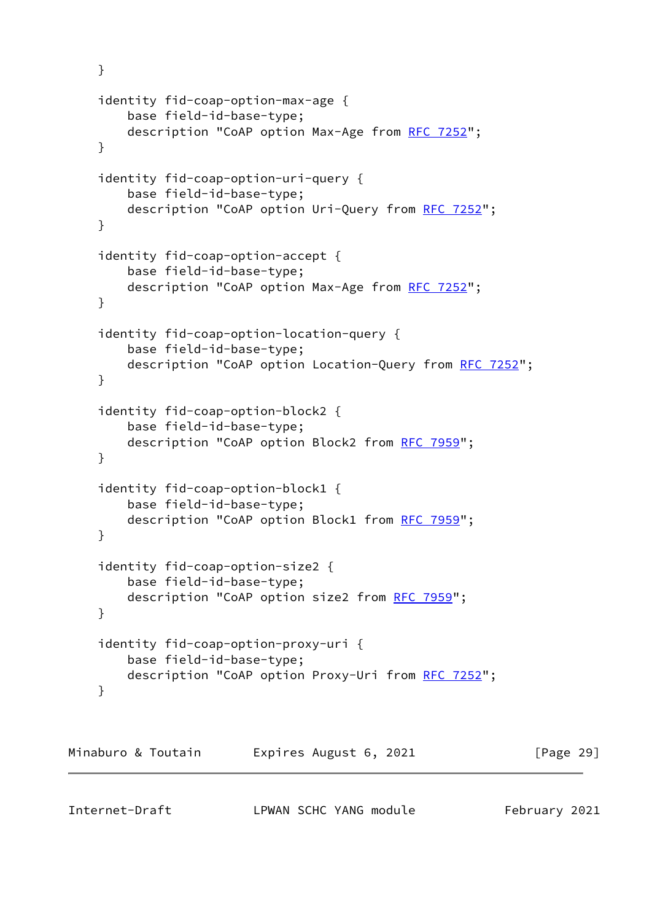```
    }

    identity fid-coap-option-max-age {
        base field-id-base-type;
        description "CoAP option Max-Age from RFC 7252";
    }

    identity fid-coap-option-uri-query {
        base field-id-base-type;
        description "CoAP option Uri-Query from RFC 7252";
    }

    identity fid-coap-option-accept {
        base field-id-base-type;
        description "CoAP option Max-Age from RFC 7252";
    }

    identity fid-coap-option-location-query {
        base field-id-base-type;
        description "CoAP option Location-Query from RFC 7252";
    }

    identity fid-coap-option-block2 {
        base field-id-base-type;
        description "CoAP option Block2 from RFC 7959";
    }

    identity fid-coap-option-block1 {
        base field-id-base-type;
        description "CoAP option Block1 from RFC 7959";
    }

    identity fid-coap-option-size2 {
        base field-id-base-type;
        description "CoAP option size2 from RFC 7959";
    }

    identity fid-coap-option-proxy-uri {
        base field-id-base-type;
        description "CoAP option Proxy-Uri from RFC 7252";
    }
```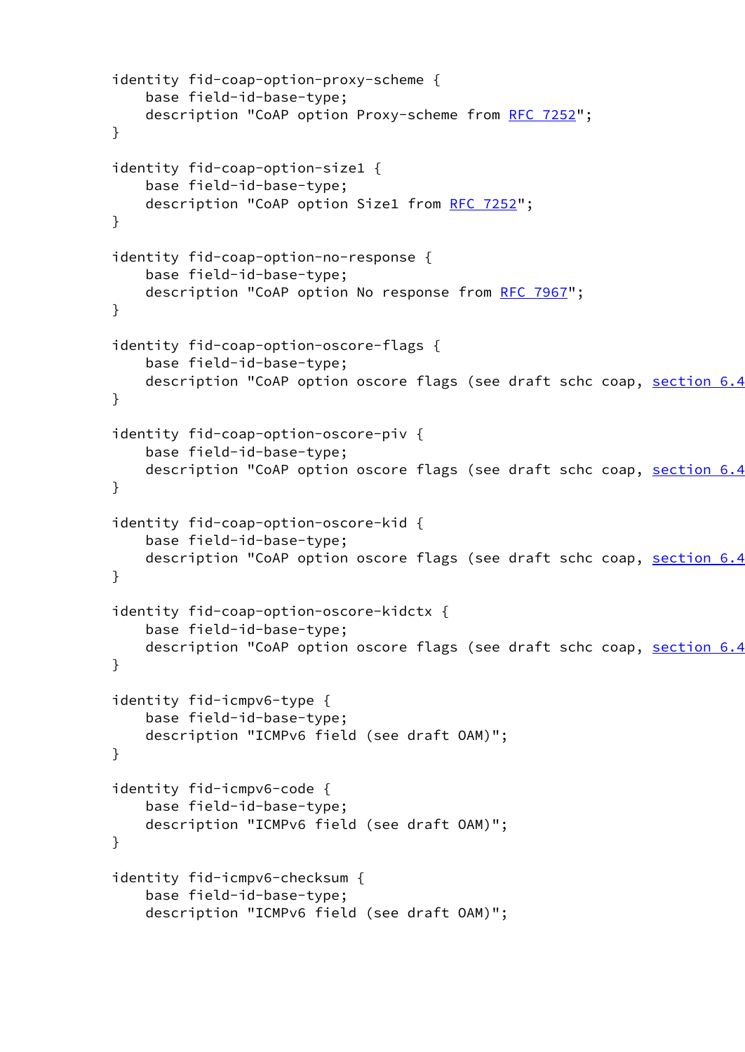```
identity fid-coap-option-proxy-scheme {
    base field-id-base-type;
    description "CoAP option Proxy-scheme from RFC 7252";
}

identity fid-coap-option-size1 {
    base field-id-base-type;
    description "CoAP option Size1 from RFC 7252";
}

identity fid-coap-option-no-response {
    base field-id-base-type;
    description "CoAP option No response from RFC 7967";
}

identity fid-coap-option-oscore-flags {
    base field-id-base-type;
    description "CoAP option oscore flags (see draft schc coap, section 6.4
}

identity fid-coap-option-oscore-piv {
    base field-id-base-type;
    description "CoAP option oscore flags (see draft schc coap, section 6.4
}

identity fid-coap-option-oscore-kid {
    base field-id-base-type;
    description "CoAP option oscore flags (see draft schc coap, section 6.4
}

identity fid-coap-option-oscore-kidctx {
    base field-id-base-type;
    description "CoAP option oscore flags (see draft schc coap, section 6.4
}

identity fid-icmpv6-type {
    base field-id-base-type;
    description "ICMPv6 field (see draft OAM)";
}

identity fid-icmpv6-code {
    base field-id-base-type;
    description "ICMPv6 field (see draft OAM)";
}

identity fid-icmpv6-checksum {
    base field-id-base-type;
    description "ICMPv6 field (see draft OAM)";
```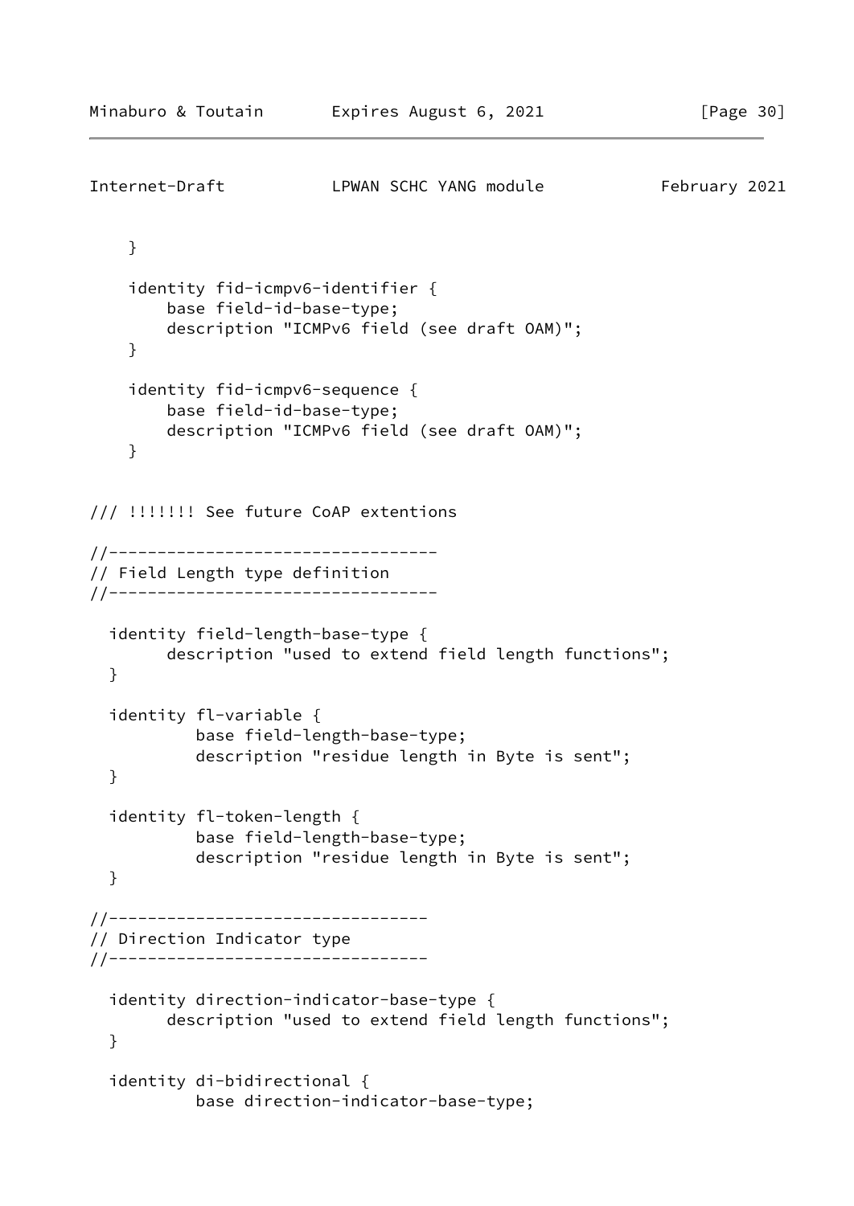```
    }

    identity fid-icmpv6-identifier {
        base field-id-base-type;
        description "ICMPv6 field (see draft OAM)";
    }

    identity fid-icmpv6-sequence {
        base field-id-base-type;
        description "ICMPv6 field (see draft OAM)";
    }


/// !!!!!!! See future CoAP extentions

//----------------------------------
// Field Length type definition
//----------------------------------

  identity field-length-base-type {
        description "used to extend field length functions";
  }

  identity fl-variable {
          base field-length-base-type;
          description "residue length in Byte is sent";
  }

  identity fl-token-length {
          base field-length-base-type;
          description "residue length in Byte is sent";
  }

//---------------------------------
// Direction Indicator type
//---------------------------------

  identity direction-indicator-base-type {
        description "used to extend field length functions";
  }

  identity di-bidirectional {
          base direction-indicator-base-type;
```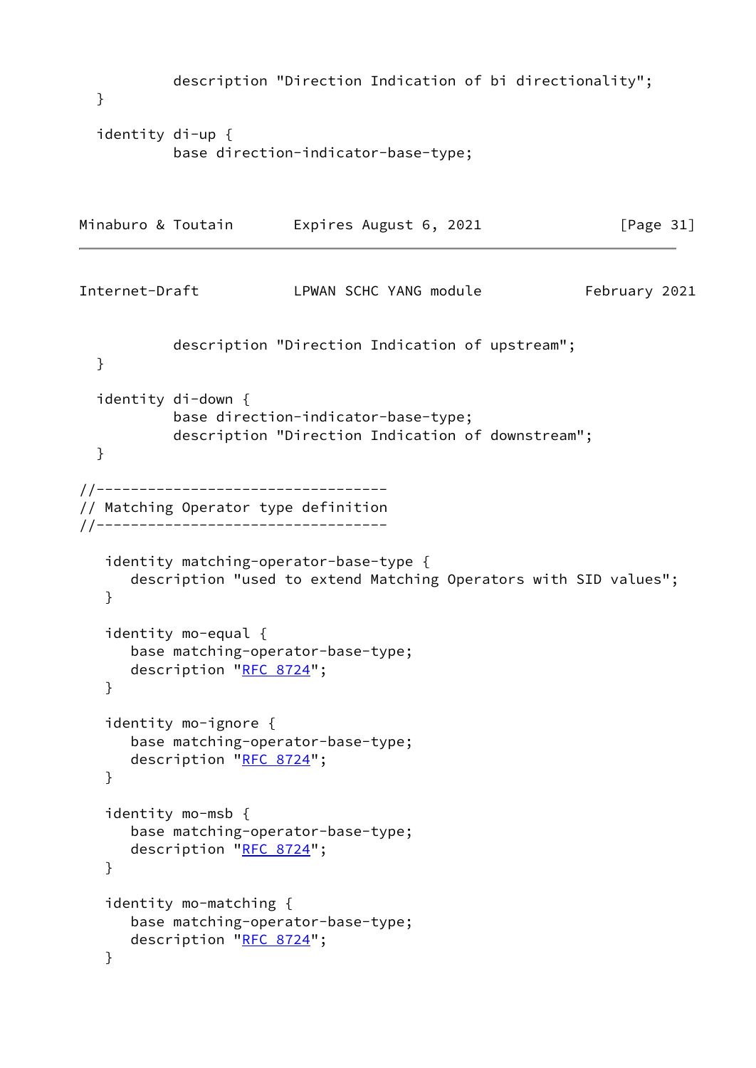```
          description "Direction Indication of bi directionality";
  }

  identity di-up {
          base direction-indicator-base-type;
```

```
          description "Direction Indication of upstream";
  }

  identity di-down {
          base direction-indicator-base-type;
          description "Direction Indication of downstream";
  }

//----------------------------------
// Matching Operator type definition
//----------------------------------

   identity matching-operator-base-type {
      description "used to extend Matching Operators with SID values";
   }

   identity mo-equal {
      base matching-operator-base-type;
      description "RFC 8724";
   }

   identity mo-ignore {
      base matching-operator-base-type;
      description "RFC 8724";
   }

   identity mo-msb {
      base matching-operator-base-type;
      description "RFC 8724";
   }

   identity mo-matching {
      base matching-operator-base-type;
      description "RFC 8724";
   }
```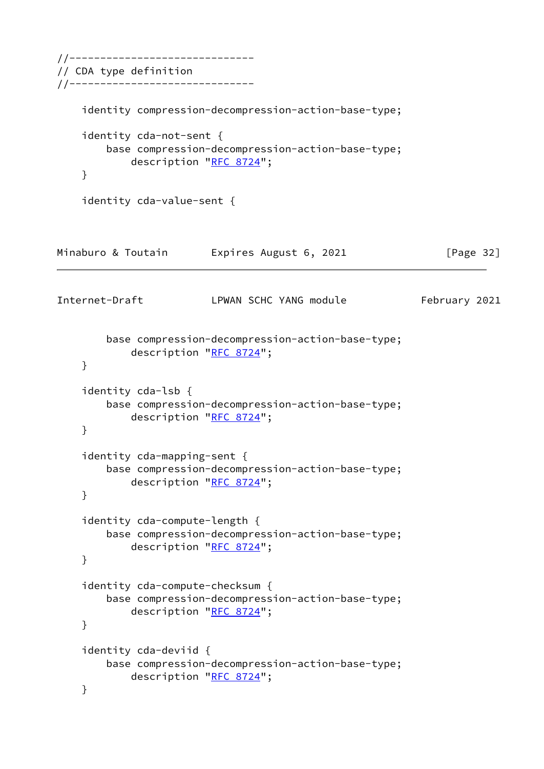```
//------------------------------
// CDA type definition
//------------------------------

    identity compression-decompression-action-base-type;

    identity cda-not-sent {
        base compression-decompression-action-base-type;
            description "RFC 8724";
    }

    identity cda-value-sent {
        base compression-decompression-action-base-type;
            description "RFC 8724";
    }

    identity cda-lsb {
        base compression-decompression-action-base-type;
            description "RFC 8724";
    }

    identity cda-mapping-sent {
        base compression-decompression-action-base-type;
            description "RFC 8724";
    }

    identity cda-compute-length {
        base compression-decompression-action-base-type;
            description "RFC 8724";
    }

    identity cda-compute-checksum {
        base compression-decompression-action-base-type;
            description "RFC 8724";
    }

    identity cda-deviid {
        base compression-decompression-action-base-type;
            description "RFC 8724";
    }
```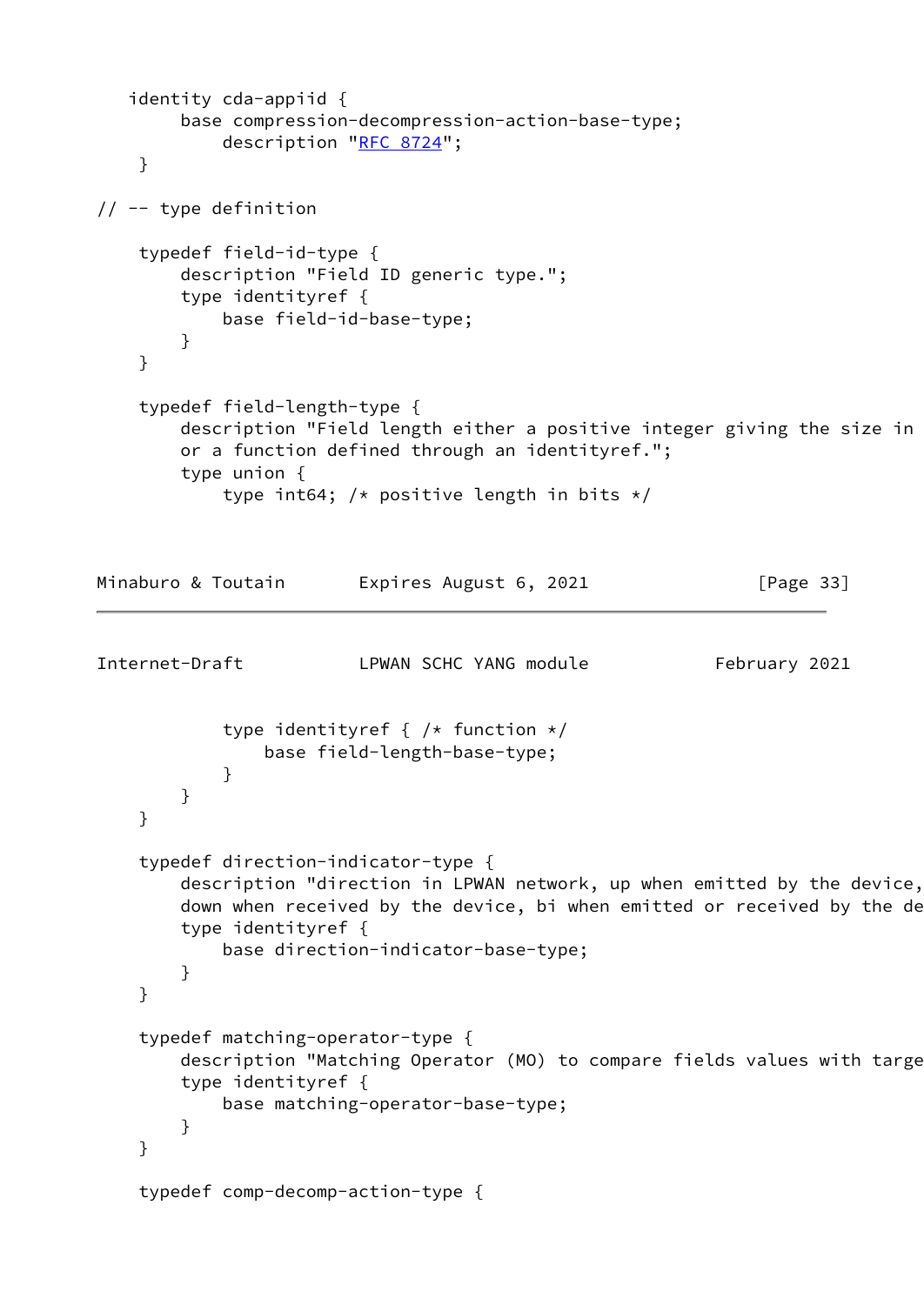```
   identity cda-appiid {
        base compression-decompression-action-base-type;
            description "RFC 8724";
    }

// -- type definition

    typedef field-id-type {
        description "Field ID generic type.";
        type identityref {
            base field-id-base-type;
        }
    }

    typedef field-length-type {
        description "Field length either a positive integer giving the size in
        or a function defined through an identityref.";
        type union {
            type int64; /* positive length in bits */
```

```
            type identityref { /* function */
                base field-length-base-type;
            }
        }
    }

    typedef direction-indicator-type {
        description "direction in LPWAN network, up when emitted by the device,
        down when received by the device, bi when emitted or received by the de
        type identityref {
            base direction-indicator-base-type;
        }
    }

    typedef matching-operator-type {
        description "Matching Operator (MO) to compare fields values with targe
        type identityref {
            base matching-operator-base-type;
        }
    }

    typedef comp-decomp-action-type {
```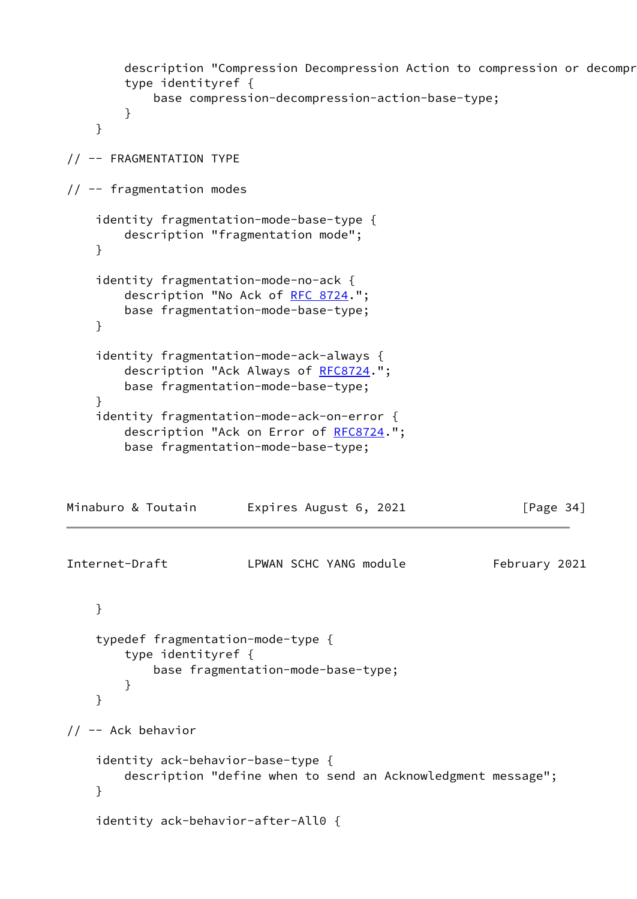```
        description "Compression Decompression Action to compression or decompr
        type identityref {
            base compression-decompression-action-base-type;
        }
    }

// -- FRAGMENTATION TYPE

// -- fragmentation modes

    identity fragmentation-mode-base-type {
        description "fragmentation mode";
    }

    identity fragmentation-mode-no-ack {
        description "No Ack of RFC 8724.";
        base fragmentation-mode-base-type;
    }

    identity fragmentation-mode-ack-always {
        description "Ack Always of RFC8724.";
        base fragmentation-mode-base-type;
    }
    identity fragmentation-mode-ack-on-error {
        description "Ack on Error of RFC8724.";
        base fragmentation-mode-base-type;
```

```
    }

    typedef fragmentation-mode-type {
        type identityref {
            base fragmentation-mode-base-type;
        }
    }

// -- Ack behavior

    identity ack-behavior-base-type {
        description "define when to send an Acknowledgment message";
    }

    identity ack-behavior-after-All0 {
```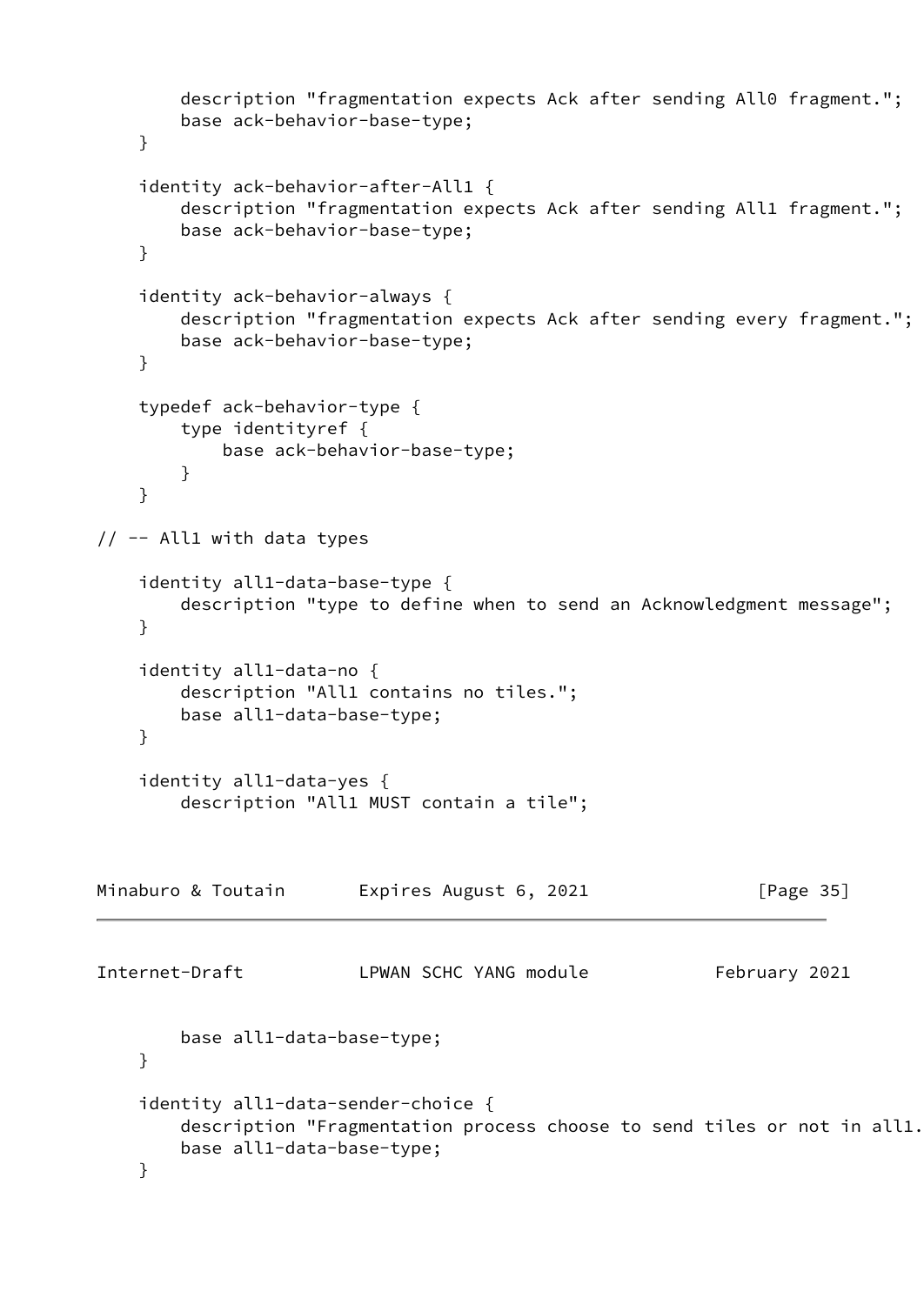```
        description "fragmentation expects Ack after sending All0 fragment.";
        base ack-behavior-base-type;
    }

    identity ack-behavior-after-All1 {
        description "fragmentation expects Ack after sending All1 fragment.";
        base ack-behavior-base-type;
    }

    identity ack-behavior-always {
        description "fragmentation expects Ack after sending every fragment.";
        base ack-behavior-base-type;
    }

    typedef ack-behavior-type {
        type identityref {
            base ack-behavior-base-type;
        }
    }

// -- All1 with data types

    identity all1-data-base-type {
        description "type to define when to send an Acknowledgment message";
    }

    identity all1-data-no {
        description "All1 contains no tiles.";
        base all1-data-base-type;
    }

    identity all1-data-yes {
        description "All1 MUST contain a tile";
        base all1-data-base-type;
    }

    identity all1-data-sender-choice {
        description "Fragmentation process choose to send tiles or not in all1.
        base all1-data-base-type;
    }
```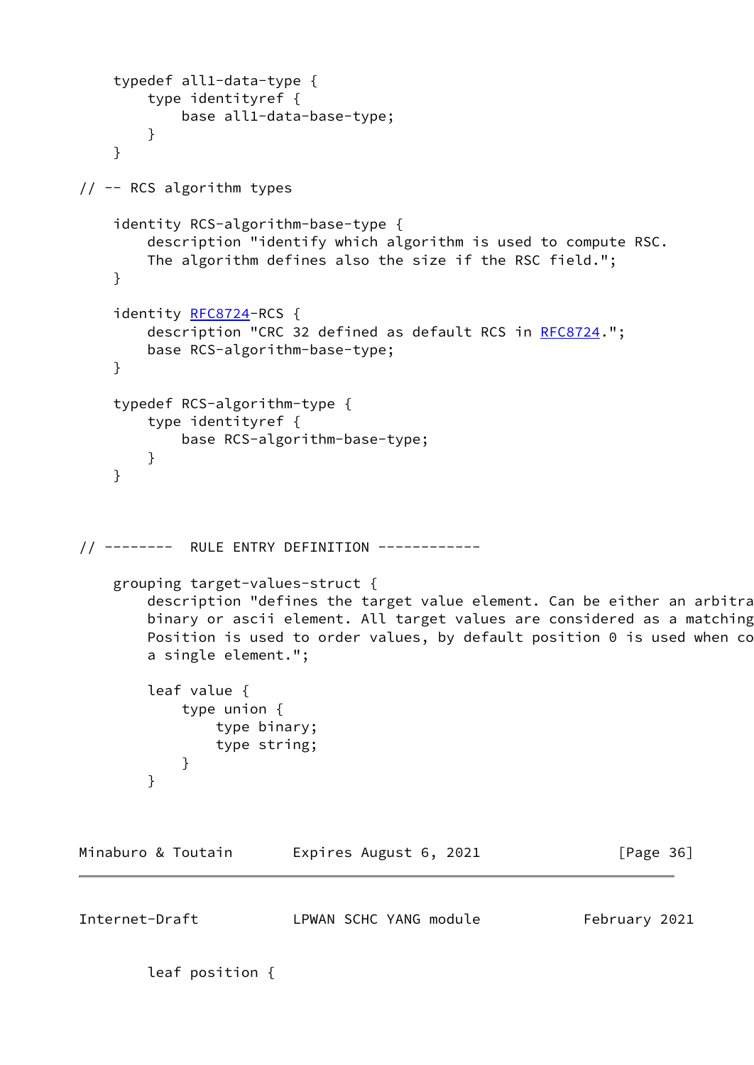```
    typedef all1-data-type {
        type identityref {
            base all1-data-base-type;
        }
    }

// -- RCS algorithm types

    identity RCS-algorithm-base-type {
        description "identify which algorithm is used to compute RSC.
        The algorithm defines also the size if the RSC field.";
    }

    identity RFC8724-RCS {
        description "CRC 32 defined as default RCS in RFC8724.";
        base RCS-algorithm-base-type;
    }

    typedef RCS-algorithm-type {
        type identityref {
            base RCS-algorithm-base-type;
        }
    }



// --------  RULE ENTRY DEFINITION ------------

    grouping target-values-struct {
        description "defines the target value element. Can be either an arbitra
        binary or ascii element. All target values are considered as a matching
        Position is used to order values, by default position 0 is used when co
        a single element.";

        leaf value {
            type union {
                type binary;
                type string;
            }
        }
```

```
        leaf position {
```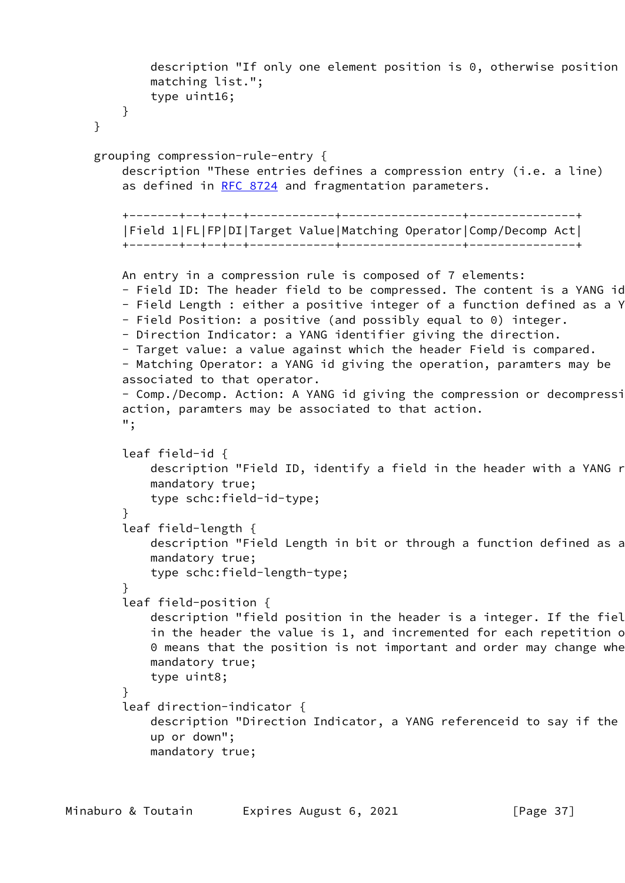```
            description "If only one element position is 0, otherwise position
            matching list.";
            type uint16;
        }
    }

    grouping compression-rule-entry {
        description "These entries defines a compression entry (i.e. a line)
        as defined in RFC 8724 and fragmentation parameters.

        +-------+--+--+--+------------+-----------------+---------------+
        |Field 1|FL|FP|DI|Target Value|Matching Operator|Comp/Decomp Act|
        +-------+--+--+--+------------+-----------------+---------------+

        An entry in a compression rule is composed of 7 elements:
        - Field ID: The header field to be compressed. The content is a YANG id
        - Field Length : either a positive integer of a function defined as a Y
        - Field Position: a positive (and possibly equal to 0) integer.
        - Direction Indicator: a YANG identifier giving the direction.
        - Target value: a value against which the header Field is compared.
        - Matching Operator: a YANG id giving the operation, paramters may be
        associated to that operator.
        - Comp./Decomp. Action: A YANG id giving the compression or decompressi
        action, paramters may be associated to that action.
        ";

        leaf field-id {
            description "Field ID, identify a field in the header with a YANG r
            mandatory true;
            type schc:field-id-type;
        }
        leaf field-length {
            description "Field Length in bit or through a function defined as a
            mandatory true;
            type schc:field-length-type;
        }
        leaf field-position {
            description "field position in the header is a integer. If the fiel
            in the header the value is 1, and incremented for each repetition o
            0 means that the position is not important and order may change whe
            mandatory true;
            type uint8;
        }
        leaf direction-indicator {
            description "Direction Indicator, a YANG referenceid to say if the
            up or down";
            mandatory true;
```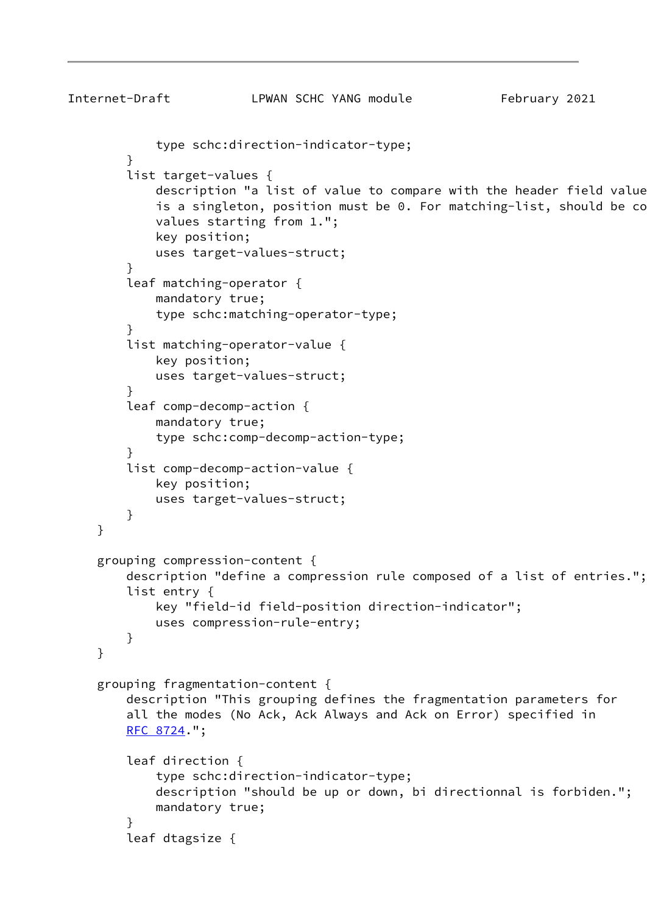```
            type schc:direction-indicator-type;
        }
        list target-values {
            description "a list of value to compare with the header field value
            is a singleton, position must be 0. For matching-list, should be co
            values starting from 1.";
            key position;
            uses target-values-struct;
        }
        leaf matching-operator {
            mandatory true;
            type schc:matching-operator-type;
        }
        list matching-operator-value {
            key position;
            uses target-values-struct;
        }
        leaf comp-decomp-action {
            mandatory true;
            type schc:comp-decomp-action-type;
        }
        list comp-decomp-action-value {
            key position;
            uses target-values-struct;
        }
    }

    grouping compression-content {
        description "define a compression rule composed of a list of entries.";
        list entry {
            key "field-id field-position direction-indicator";
            uses compression-rule-entry;
        }
    }

    grouping fragmentation-content {
        description "This grouping defines the fragmentation parameters for
        all the modes (No Ack, Ack Always and Ack on Error) specified in
        RFC 8724.";

        leaf direction {
            type schc:direction-indicator-type;
            description "should be up or down, bi directionnal is forbiden.";
            mandatory true;
        }
        leaf dtagsize {
```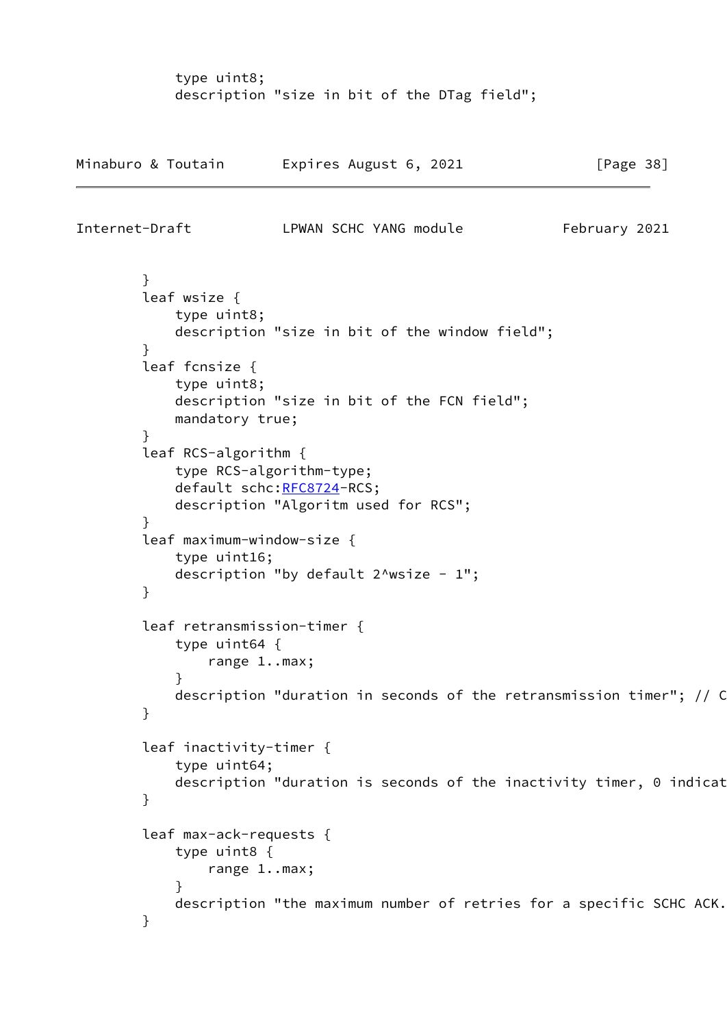```
            type uint8;
            description "size in bit of the DTag field";
```

```
        }
        leaf wsize {
            type uint8;
            description "size in bit of the window field";
        }
        leaf fcnsize {
            type uint8;
            description "size in bit of the FCN field";
            mandatory true;
        }
        leaf RCS-algorithm {
            type RCS-algorithm-type;
            default schc:RFC8724-RCS;
            description "Algoritm used for RCS";
        }
        leaf maximum-window-size {
            type uint16;
            description "by default 2^wsize - 1";
        }

        leaf retransmission-timer {
            type uint64 {
                range 1..max;
            }
            description "duration in seconds of the retransmission timer"; // C
        }

        leaf inactivity-timer {
            type uint64;
            description "duration is seconds of the inactivity timer, 0 indicat
        }

        leaf max-ack-requests {
            type uint8 {
                range 1..max;
            }
            description "the maximum number of retries for a specific SCHC ACK.
        }
```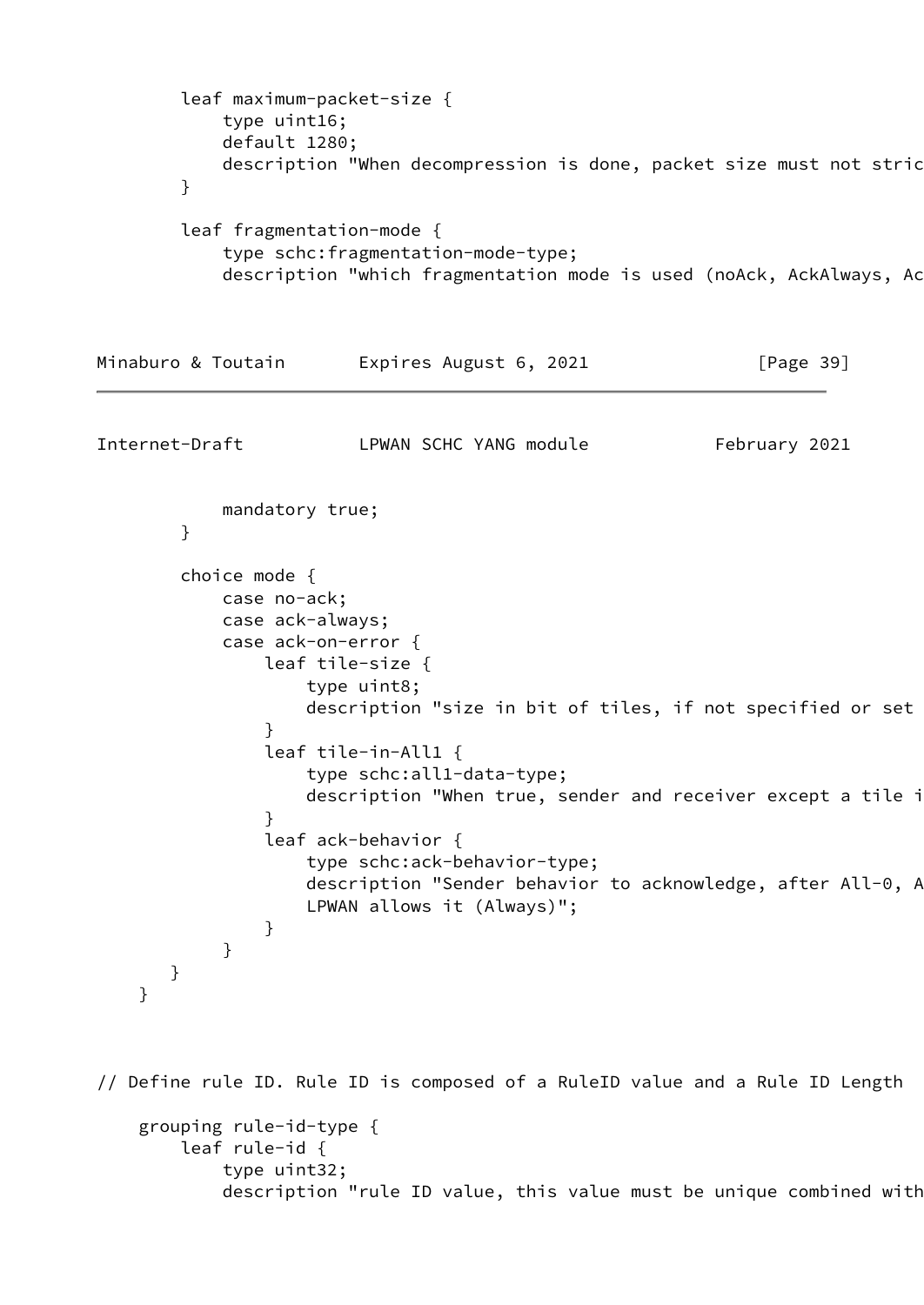```
        leaf maximum-packet-size {
            type uint16;
            default 1280;
            description "When decompression is done, packet size must not stric
        }

        leaf fragmentation-mode {
            type schc:fragmentation-mode-type;
            description "which fragmentation mode is used (noAck, AckAlways, Ac
            mandatory true;
        }

        choice mode {
            case no-ack;
            case ack-always;
            case ack-on-error {
                leaf tile-size {
                    type uint8;
                    description "size in bit of tiles, if not specified or set
                }
                leaf tile-in-All1 {
                    type schc:all1-data-type;
                    description "When true, sender and receiver except a tile i
                }
                leaf ack-behavior {
                    type schc:ack-behavior-type;
                    description "Sender behavior to acknowledge, after All-0, A
                    LPWAN allows it (Always)";
                }
            }
       }
    }



// Define rule ID. Rule ID is composed of a RuleID value and a Rule ID Length

    grouping rule-id-type {
        leaf rule-id {
            type uint32;
            description "rule ID value, this value must be unique combined with
```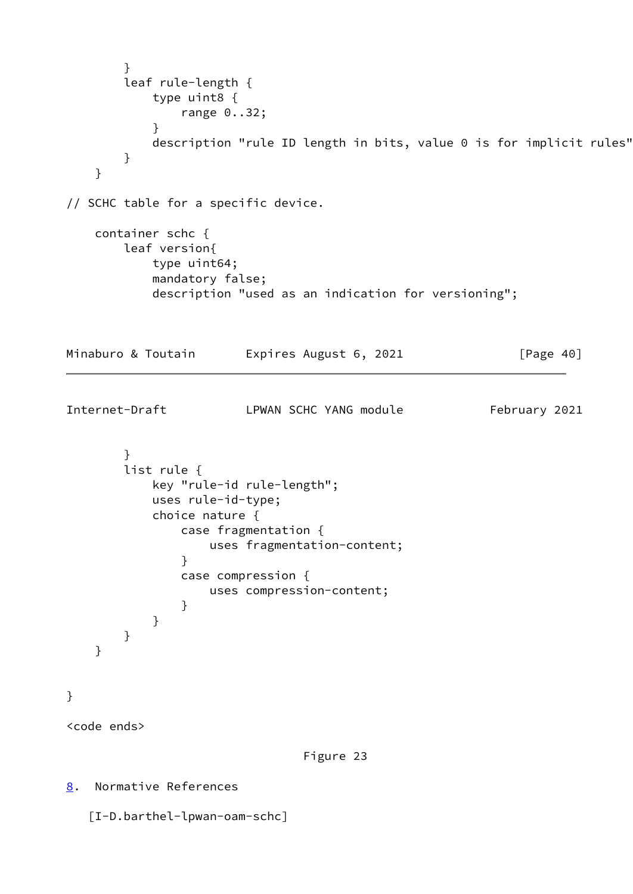```
        }
        leaf rule-length {
            type uint8 {
                range 0..32;
            }
            description "rule ID length in bits, value 0 is for implicit rules"
        }
    }

// SCHC table for a specific device.

    container schc {
        leaf version{
            type uint64;
            mandatory false;
            description "used as an indication for versioning";
        }
        list rule {
            key "rule-id rule-length";
            uses rule-id-type;
            choice nature {
                case fragmentation {
                    uses fragmentation-content;
                }
                case compression {
                    uses compression-content;
                }
            }
        }
    }


}

<code ends>
```

Figure 23

## 8. Normative References

[I-D.barthel-lpwan-oam-schc]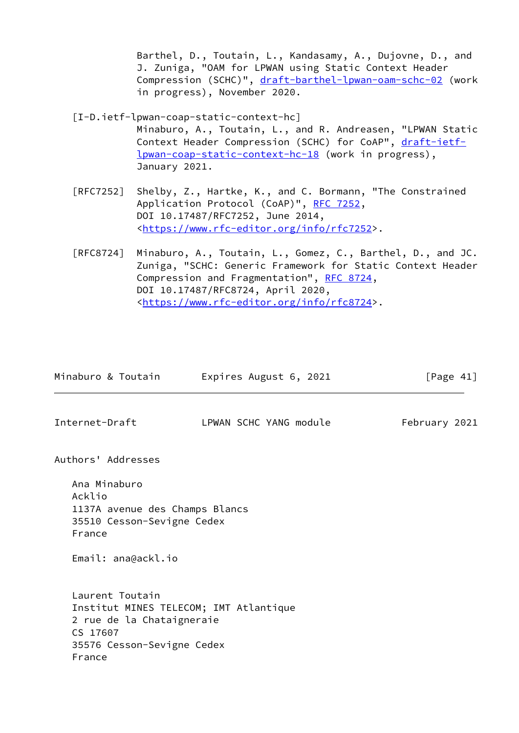Barthel, D., Toutain, L., Kandasamy, A., Dujovne, D., and J. Zuniga, "OAM for LPWAN using Static Context Header Compression (SCHC)", draft-barthel-lpwan-oam-schc-02 (work in progress), November 2020.

[I-D.ietf-lpwan-coap-static-context-hc]
Minaburo, A., Toutain, L., and R. Andreasen, "LPWAN Static Context Header Compression (SCHC) for CoAP", draft-ietf-lpwan-coap-static-context-hc-18 (work in progress), January 2021.

[RFC7252] Shelby, Z., Hartke, K., and C. Bormann, "The Constrained Application Protocol (CoAP)", RFC 7252, DOI 10.17487/RFC7252, June 2014, <https://www.rfc-editor.org/info/rfc7252>.

[RFC8724] Minaburo, A., Toutain, L., Gomez, C., Barthel, D., and JC. Zuniga, "SCHC: Generic Framework for Static Context Header Compression and Fragmentation", RFC 8724, DOI 10.17487/RFC8724, April 2020, <https://www.rfc-editor.org/info/rfc8724>.

## Authors' Addresses

Ana Minaburo
Acklio
1137A avenue des Champs Blancs
35510 Cesson-Sevigne Cedex
France

Email: ana@ackl.io

Laurent Toutain
Institut MINES TELECOM; IMT Atlantique
2 rue de la Chataigneraie
CS 17607
35576 Cesson-Sevigne Cedex
France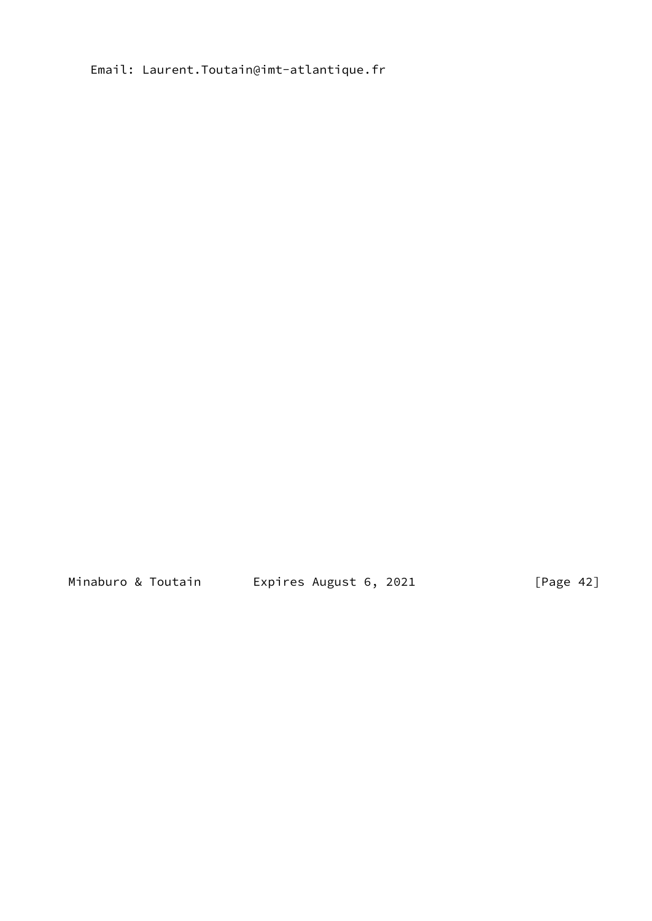Email: Laurent.Toutain@imt-atlantique.fr